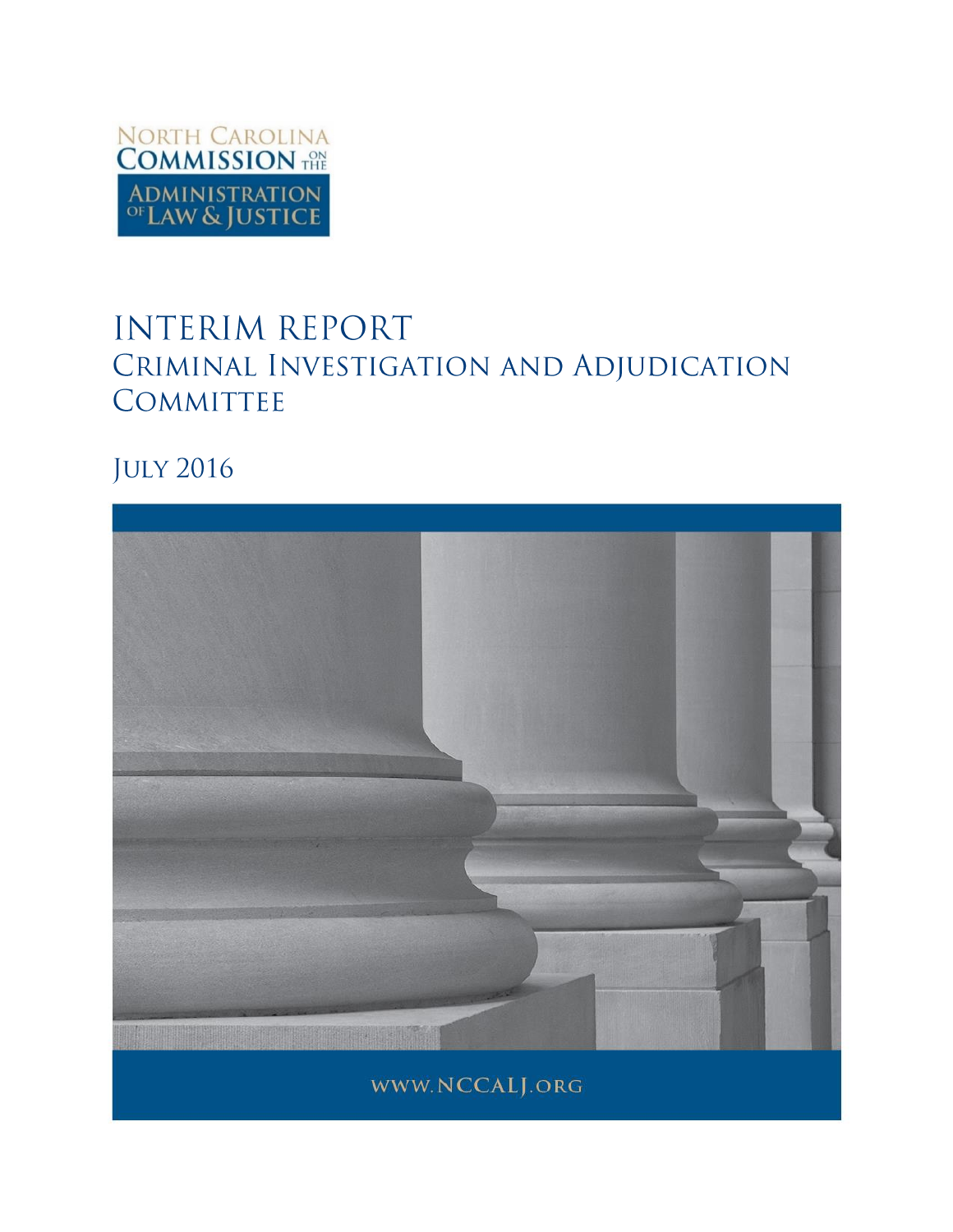North Carolina Commission on the Administration of Law & Justice

# INTERIM REPORT

## Criminal Investigation and Adjudication Committee

July 2016

www.NCCALJ.org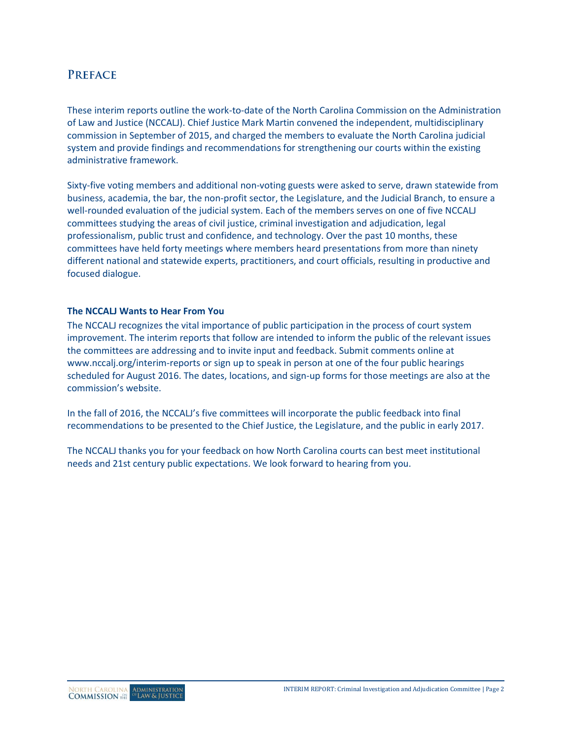## Preface

These interim reports outline the work-to-date of the North Carolina Commission on the Administration of Law and Justice (NCCALJ). Chief Justice Mark Martin convened the independent, multidisciplinary commission in September of 2015, and charged the members to evaluate the North Carolina judicial system and provide findings and recommendations for strengthening our courts within the existing administrative framework.

Sixty-five voting members and additional non-voting guests were asked to serve, drawn statewide from business, academia, the bar, the non-profit sector, the Legislature, and the Judicial Branch, to ensure a well-rounded evaluation of the judicial system. Each of the members serves on one of five NCCALJ committees studying the areas of civil justice, criminal investigation and adjudication, legal professionalism, public trust and confidence, and technology. Over the past 10 months, these committees have held forty meetings where members heard presentations from more than ninety different national and statewide experts, practitioners, and court officials, resulting in productive and focused dialogue.

**The NCCALJ Wants to Hear From You**

The NCCALJ recognizes the vital importance of public participation in the process of court system improvement. The interim reports that follow are intended to inform the public of the relevant issues the committees are addressing and to invite input and feedback. Submit comments online at www.nccalj.org/interim-reports or sign up to speak in person at one of the four public hearings scheduled for August 2016. The dates, locations, and sign-up forms for those meetings are also at the commission's website.

In the fall of 2016, the NCCALJ's five committees will incorporate the public feedback into final recommendations to be presented to the Chief Justice, the Legislature, and the public in early 2017.

The NCCALJ thanks you for your feedback on how North Carolina courts can best meet institutional needs and 21st century public expectations. We look forward to hearing from you.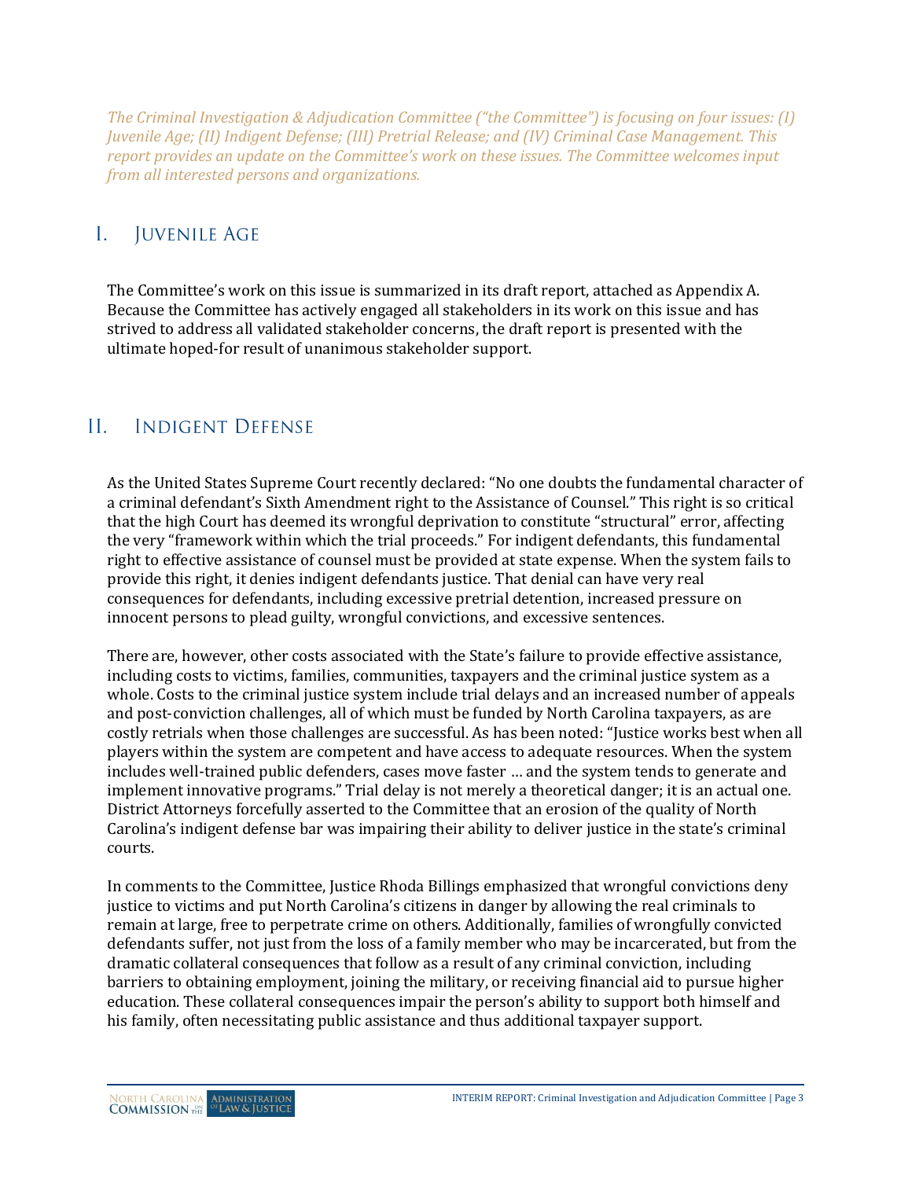*The Criminal Investigation & Adjudication Committee ("the Committee") is focusing on four issues: (I) Juvenile Age; (II) Indigent Defense; (III) Pretrial Release; and (IV) Criminal Case Management. This report provides an update on the Committee's work on these issues. The Committee welcomes input from all interested persons and organizations.*

## I. Juvenile Age

The Committee's work on this issue is summarized in its draft report, attached as Appendix A. Because the Committee has actively engaged all stakeholders in its work on this issue and has strived to address all validated stakeholder concerns, the draft report is presented with the ultimate hoped-for result of unanimous stakeholder support.

## II. Indigent Defense

As the United States Supreme Court recently declared: "No one doubts the fundamental character of a criminal defendant's Sixth Amendment right to the Assistance of Counsel." This right is so critical that the high Court has deemed its wrongful deprivation to constitute "structural" error, affecting the very "framework within which the trial proceeds." For indigent defendants, this fundamental right to effective assistance of counsel must be provided at state expense. When the system fails to provide this right, it denies indigent defendants justice. That denial can have very real consequences for defendants, including excessive pretrial detention, increased pressure on innocent persons to plead guilty, wrongful convictions, and excessive sentences.

There are, however, other costs associated with the State's failure to provide effective assistance, including costs to victims, families, communities, taxpayers and the criminal justice system as a whole. Costs to the criminal justice system include trial delays and an increased number of appeals and post-conviction challenges, all of which must be funded by North Carolina taxpayers, as are costly retrials when those challenges are successful. As has been noted: "Justice works best when all players within the system are competent and have access to adequate resources. When the system includes well-trained public defenders, cases move faster … and the system tends to generate and implement innovative programs." Trial delay is not merely a theoretical danger; it is an actual one. District Attorneys forcefully asserted to the Committee that an erosion of the quality of North Carolina's indigent defense bar was impairing their ability to deliver justice in the state's criminal courts.

In comments to the Committee, Justice Rhoda Billings emphasized that wrongful convictions deny justice to victims and put North Carolina's citizens in danger by allowing the real criminals to remain at large, free to perpetrate crime on others. Additionally, families of wrongfully convicted defendants suffer, not just from the loss of a family member who may be incarcerated, but from the dramatic collateral consequences that follow as a result of any criminal conviction, including barriers to obtaining employment, joining the military, or receiving financial aid to pursue higher education. These collateral consequences impair the person's ability to support both himself and his family, often necessitating public assistance and thus additional taxpayer support.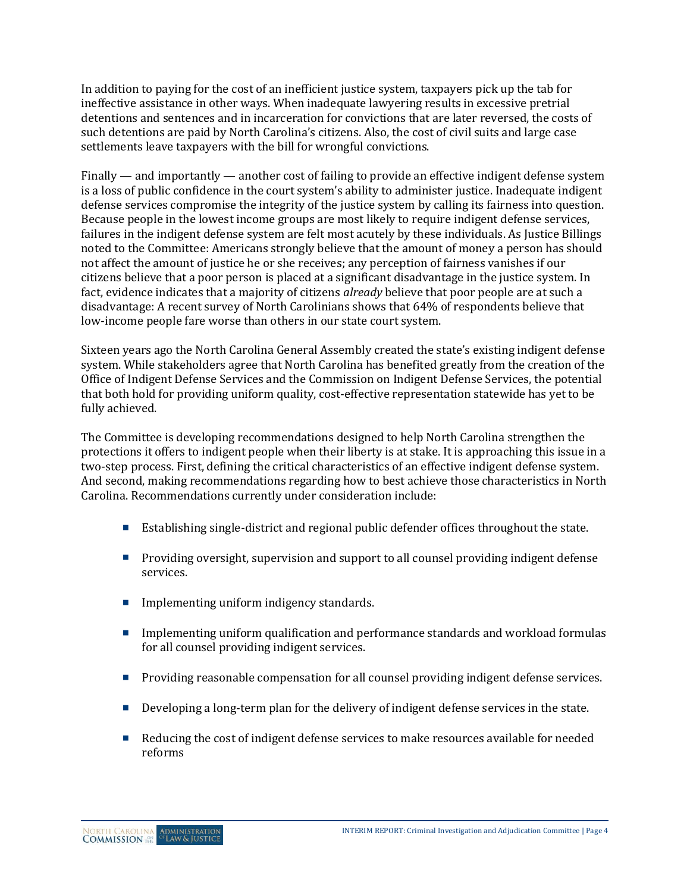In addition to paying for the cost of an inefficient justice system, taxpayers pick up the tab for ineffective assistance in other ways. When inadequate lawyering results in excessive pretrial detentions and sentences and in incarceration for convictions that are later reversed, the costs of such detentions are paid by North Carolina's citizens. Also, the cost of civil suits and large case settlements leave taxpayers with the bill for wrongful convictions.

Finally — and importantly — another cost of failing to provide an effective indigent defense system is a loss of public confidence in the court system's ability to administer justice. Inadequate indigent defense services compromise the integrity of the justice system by calling its fairness into question. Because people in the lowest income groups are most likely to require indigent defense services, failures in the indigent defense system are felt most acutely by these individuals. As Justice Billings noted to the Committee: Americans strongly believe that the amount of money a person has should not affect the amount of justice he or she receives; any perception of fairness vanishes if our citizens believe that a poor person is placed at a significant disadvantage in the justice system. In fact, evidence indicates that a majority of citizens *already* believe that poor people are at such a disadvantage: A recent survey of North Carolinians shows that 64% of respondents believe that low-income people fare worse than others in our state court system.

Sixteen years ago the North Carolina General Assembly created the state's existing indigent defense system. While stakeholders agree that North Carolina has benefited greatly from the creation of the Office of Indigent Defense Services and the Commission on Indigent Defense Services, the potential that both hold for providing uniform quality, cost-effective representation statewide has yet to be fully achieved.

The Committee is developing recommendations designed to help North Carolina strengthen the protections it offers to indigent people when their liberty is at stake. It is approaching this issue in a two-step process. First, defining the critical characteristics of an effective indigent defense system. And second, making recommendations regarding how to best achieve those characteristics in North Carolina. Recommendations currently under consideration include:

- Establishing single-district and regional public defender offices throughout the state.
- Providing oversight, supervision and support to all counsel providing indigent defense services.
- Implementing uniform indigency standards.
- Implementing uniform qualification and performance standards and workload formulas for all counsel providing indigent services.
- Providing reasonable compensation for all counsel providing indigent defense services.
- Developing a long-term plan for the delivery of indigent defense services in the state.
- Reducing the cost of indigent defense services to make resources available for needed reforms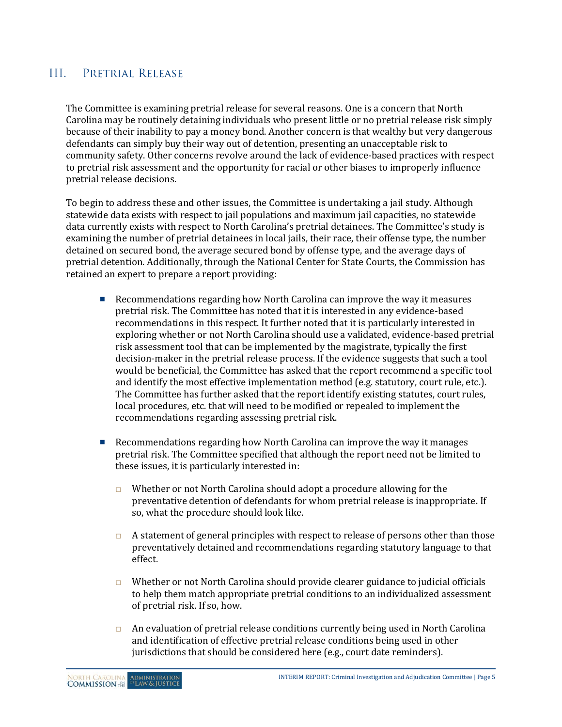## III. Pretrial Release

The Committee is examining pretrial release for several reasons. One is a concern that North Carolina may be routinely detaining individuals who present little or no pretrial release risk simply because of their inability to pay a money bond. Another concern is that wealthy but very dangerous defendants can simply buy their way out of detention, presenting an unacceptable risk to community safety. Other concerns revolve around the lack of evidence-based practices with respect to pretrial risk assessment and the opportunity for racial or other biases to improperly influence pretrial release decisions.

To begin to address these and other issues, the Committee is undertaking a jail study. Although statewide data exists with respect to jail populations and maximum jail capacities, no statewide data currently exists with respect to North Carolina's pretrial detainees. The Committee's study is examining the number of pretrial detainees in local jails, their race, their offense type, the number detained on secured bond, the average secured bond by offense type, and the average days of pretrial detention. Additionally, through the National Center for State Courts, the Commission has retained an expert to prepare a report providing:

- Recommendations regarding how North Carolina can improve the way it measures pretrial risk. The Committee has noted that it is interested in any evidence-based recommendations in this respect. It further noted that it is particularly interested in exploring whether or not North Carolina should use a validated, evidence-based pretrial risk assessment tool that can be implemented by the magistrate, typically the first decision-maker in the pretrial release process. If the evidence suggests that such a tool would be beneficial, the Committee has asked that the report recommend a specific tool and identify the most effective implementation method (e.g. statutory, court rule, etc.). The Committee has further asked that the report identify existing statutes, court rules, local procedures, etc. that will need to be modified or repealed to implement the recommendations regarding assessing pretrial risk.

- Recommendations regarding how North Carolina can improve the way it manages pretrial risk. The Committee specified that although the report need not be limited to these issues, it is particularly interested in:

  - Whether or not North Carolina should adopt a procedure allowing for the preventative detention of defendants for whom pretrial release is inappropriate. If so, what the procedure should look like.

  - A statement of general principles with respect to release of persons other than those preventatively detained and recommendations regarding statutory language to that effect.

  - Whether or not North Carolina should provide clearer guidance to judicial officials to help them match appropriate pretrial conditions to an individualized assessment of pretrial risk. If so, how.

  - An evaluation of pretrial release conditions currently being used in North Carolina and identification of effective pretrial release conditions being used in other jurisdictions that should be considered here (e.g., court date reminders).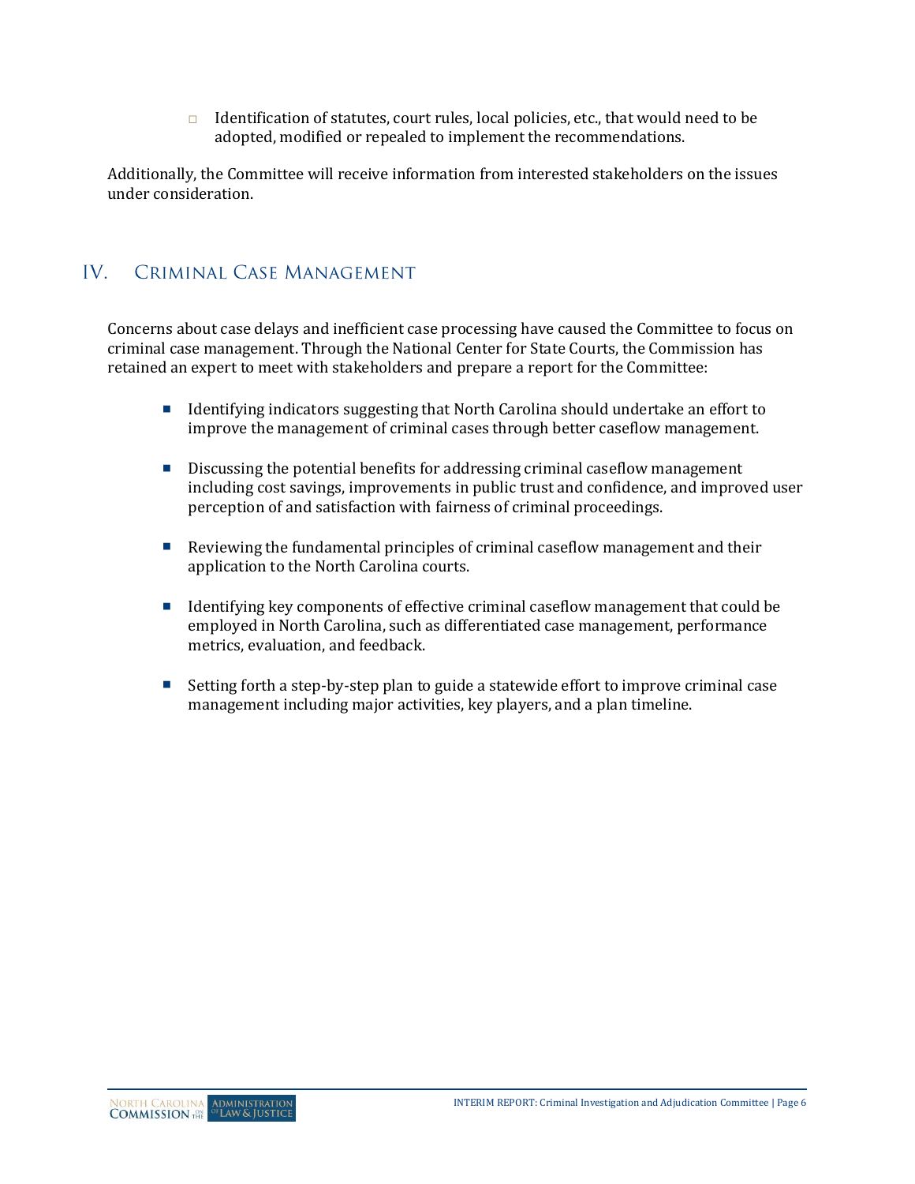- Identification of statutes, court rules, local policies, etc., that would need to be adopted, modified or repealed to implement the recommendations.

Additionally, the Committee will receive information from interested stakeholders on the issues under consideration.

## IV. Criminal Case Management

Concerns about case delays and inefficient case processing have caused the Committee to focus on criminal case management. Through the National Center for State Courts, the Commission has retained an expert to meet with stakeholders and prepare a report for the Committee:

- Identifying indicators suggesting that North Carolina should undertake an effort to improve the management of criminal cases through better caseflow management.
- Discussing the potential benefits for addressing criminal caseflow management including cost savings, improvements in public trust and confidence, and improved user perception of and satisfaction with fairness of criminal proceedings.
- Reviewing the fundamental principles of criminal caseflow management and their application to the North Carolina courts.
- Identifying key components of effective criminal caseflow management that could be employed in North Carolina, such as differentiated case management, performance metrics, evaluation, and feedback.
- Setting forth a step-by-step plan to guide a statewide effort to improve criminal case management including major activities, key players, and a plan timeline.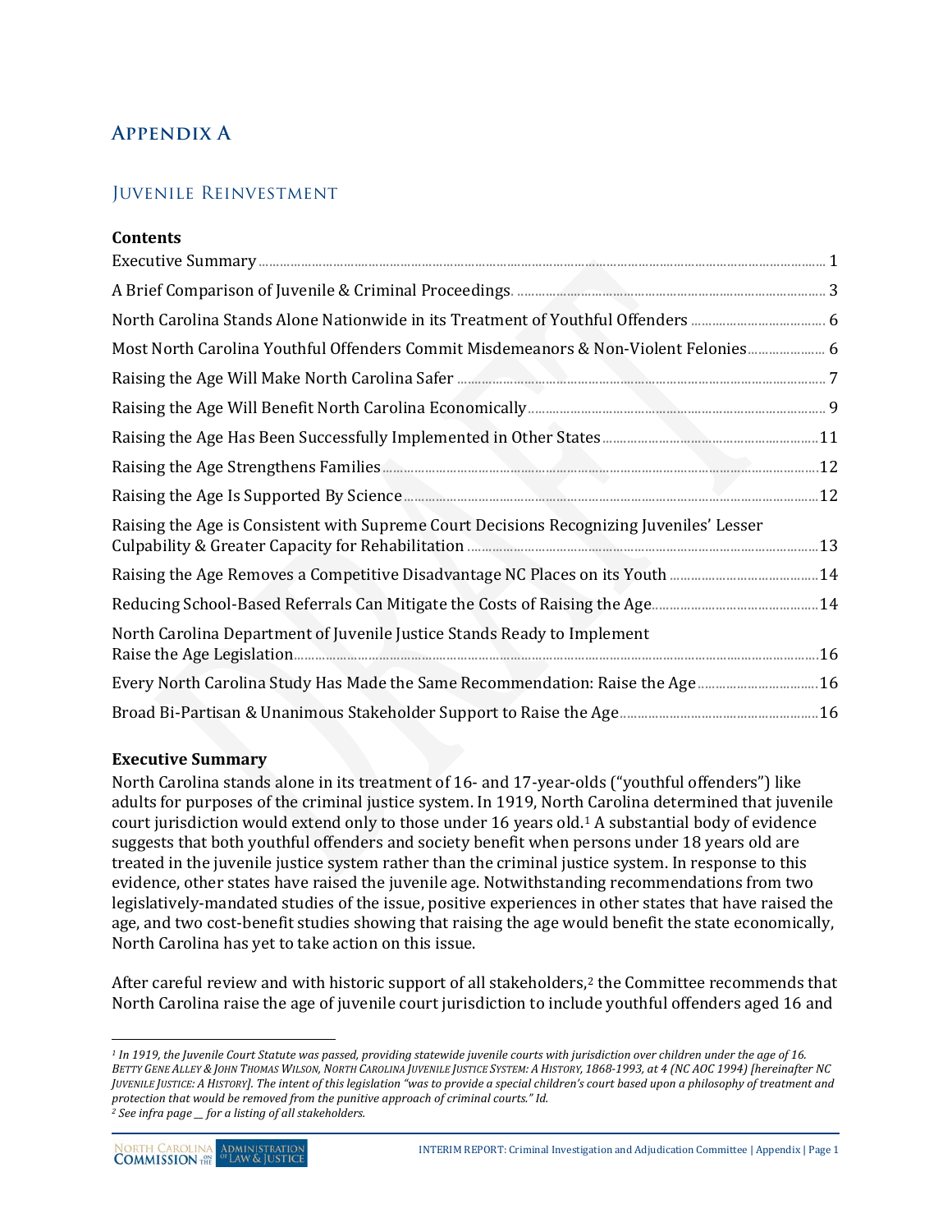# Appendix A

## Juvenile Reinvestment

**Contents**

Executive Summary ..... 1
A Brief Comparison of Juvenile & Criminal Proceedings. ..... 3
North Carolina Stands Alone Nationwide in its Treatment of Youthful Offenders ..... 6
Most North Carolina Youthful Offenders Commit Misdemeanors & Non-Violent Felonies ..... 6
Raising the Age Will Make North Carolina Safer ..... 7
Raising the Age Will Benefit North Carolina Economically ..... 9
Raising the Age Has Been Successfully Implemented in Other States ..... 11
Raising the Age Strengthens Families ..... 12
Raising the Age Is Supported By Science ..... 12
Raising the Age is Consistent with Supreme Court Decisions Recognizing Juveniles' Lesser Culpability & Greater Capacity for Rehabilitation ..... 13
Raising the Age Removes a Competitive Disadvantage NC Places on its Youth ..... 14
Reducing School-Based Referrals Can Mitigate the Costs of Raising the Age ..... 14
North Carolina Department of Juvenile Justice Stands Ready to Implement Raise the Age Legislation ..... 16
Every North Carolina Study Has Made the Same Recommendation: Raise the Age ..... 16
Broad Bi-Partisan & Unanimous Stakeholder Support to Raise the Age ..... 16

**Executive Summary**

North Carolina stands alone in its treatment of 16- and 17-year-olds ("youthful offenders") like adults for purposes of the criminal justice system. In 1919, North Carolina determined that juvenile court jurisdiction would extend only to those under 16 years old.[1] A substantial body of evidence suggests that both youthful offenders and society benefit when persons under 18 years old are treated in the juvenile justice system rather than the criminal justice system. In response to this evidence, other states have raised the juvenile age. Notwithstanding recommendations from two legislatively-mandated studies of the issue, positive experiences in other states that have raised the age, and two cost-benefit studies showing that raising the age would benefit the state economically, North Carolina has yet to take action on this issue.

After careful review and with historic support of all stakeholders,[2] the Committee recommends that North Carolina raise the age of juvenile court jurisdiction to include youthful offenders aged 16 and

---

*[1] In 1919, the Juvenile Court Statute was passed, providing statewide juvenile courts with jurisdiction over children under the age of 16. BETTY GENE ALLEY & JOHN THOMAS WILSON, NORTH CAROLINA JUVENILE JUSTICE SYSTEM: A HISTORY, 1868-1993, at 4 (NC AOC 1994) [hereinafter NC JUVENILE JUSTICE: A HISTORY]. The intent of this legislation "was to provide a special children's court based upon a philosophy of treatment and protection that would be removed from the punitive approach of criminal courts." Id.*

*[2] See infra page __ for a listing of all stakeholders.*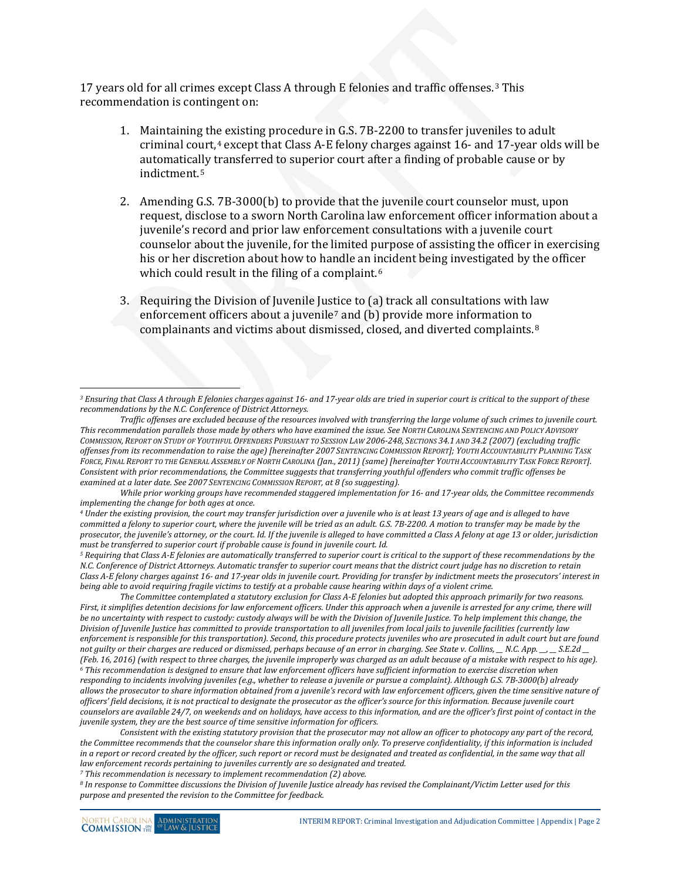17 years old for all crimes except Class A through E felonies and traffic offenses.[3] This recommendation is contingent on:

1. Maintaining the existing procedure in G.S. 7B-2200 to transfer juveniles to adult criminal court,[4] except that Class A-E felony charges against 16- and 17-year olds will be automatically transferred to superior court after a finding of probable cause or by indictment.[5]

2. Amending G.S. 7B-3000(b) to provide that the juvenile court counselor must, upon request, disclose to a sworn North Carolina law enforcement officer information about a juvenile's record and prior law enforcement consultations with a juvenile court counselor about the juvenile, for the limited purpose of assisting the officer in exercising his or her discretion about how to handle an incident being investigated by the officer which could result in the filing of a complaint.[6]

3. Requiring the Division of Juvenile Justice to (a) track all consultations with law enforcement officers about a juvenile[7] and (b) provide more information to complainants and victims about dismissed, closed, and diverted complaints.[8]

---

[3] *Ensuring that Class A through E felonies charges against 16- and 17-year olds are tried in superior court is critical to the support of these recommendations by the N.C. Conference of District Attorneys.*

*Traffic offenses are excluded because of the resources involved with transferring the large volume of such crimes to juvenile court. This recommendation parallels those made by others who have examined the issue. See NORTH CAROLINA SENTENCING AND POLICY ADVISORY COMMISSION, REPORT ON STUDY OF YOUTHFUL OFFENDERS PURSUANT TO SESSION LAW 2006-248, SECTIONS 34.1 AND 34.2 (2007) (excluding traffic offenses from its recommendation to raise the age) [hereinafter 2007 SENTENCING COMMISSION REPORT]; YOUTH ACCOUNTABILITY PLANNING TASK FORCE, FINAL REPORT TO THE GENERAL ASSEMBLY OF NORTH CAROLINA (Jan., 2011) (same) [hereinafter YOUTH ACCOUNTABILITY TASK FORCE REPORT]. Consistent with prior recommendations, the Committee suggests that transferring youthful offenders who commit traffic offenses be examined at a later date. See 2007 SENTENCING COMMISSION REPORT, at 8 (so suggesting).*

*While prior working groups have recommended staggered implementation for 16- and 17-year olds, the Committee recommends implementing the change for both ages at once.*

[4] *Under the existing provision, the court may transfer jurisdiction over a juvenile who is at least 13 years of age and is alleged to have committed a felony to superior court, where the juvenile will be tried as an adult. G.S. 7B-2200. A motion to transfer may be made by the prosecutor, the juvenile's attorney, or the court. Id. If the juvenile is alleged to have committed a Class A felony at age 13 or older, jurisdiction must be transferred to superior court if probable cause is found in juvenile court. Id.*

[5] *Requiring that Class A-E felonies are automatically transferred to superior court is critical to the support of these recommendations by the N.C. Conference of District Attorneys. Automatic transfer to superior court means that the district court judge has no discretion to retain Class A-E felony charges against 16- and 17-year olds in juvenile court. Providing for transfer by indictment meets the prosecutors' interest in being able to avoid requiring fragile victims to testify at a probable cause hearing within days of a violent crime.*

*The Committee contemplated a statutory exclusion for Class A-E felonies but adopted this approach primarily for two reasons. First, it simplifies detention decisions for law enforcement officers. Under this approach when a juvenile is arrested for any crime, there will be no uncertainty with respect to custody: custody always will be with the Division of Juvenile Justice. To help implement this change, the Division of Juvenile Justice has committed to provide transportation to all juveniles from local jails to juvenile facilities (currently law enforcement is responsible for this transportation). Second, this procedure protects juveniles who are prosecuted in adult court but are found not guilty or their charges are reduced or dismissed, perhaps because of an error in charging. See State v. Collins, __ N.C. App. __, __ S.E.2d __ (Feb. 16, 2016) (with respect to three charges, the juvenile improperly was charged as an adult because of a mistake with respect to his age).*

[6] *This recommendation is designed to ensure that law enforcement officers have sufficient information to exercise discretion when responding to incidents involving juveniles (e.g., whether to release a juvenile or pursue a complaint). Although G.S. 7B-3000(b) already allows the prosecutor to share information obtained from a juvenile's record with law enforcement officers, given the time sensitive nature of officers' field decisions, it is not practical to designate the prosecutor as the officer's source for this information. Because juvenile court counselors are available 24/7, on weekends and on holidays, have access to this information, and are the officer's first point of contact in the juvenile system, they are the best source of time sensitive information for officers.*

*Consistent with the existing statutory provision that the prosecutor may not allow an officer to photocopy any part of the record, the Committee recommends that the counselor share this information orally only. To preserve confidentiality, if this information is included in a report or record created by the officer, such report or record must be designated and treated as confidential, in the same way that all law enforcement records pertaining to juveniles currently are so designated and treated.*

[7] *This recommendation is necessary to implement recommendation (2) above.*

[8] *In response to Committee discussions the Division of Juvenile Justice already has revised the Complainant/Victim Letter used for this purpose and presented the revision to the Committee for feedback.*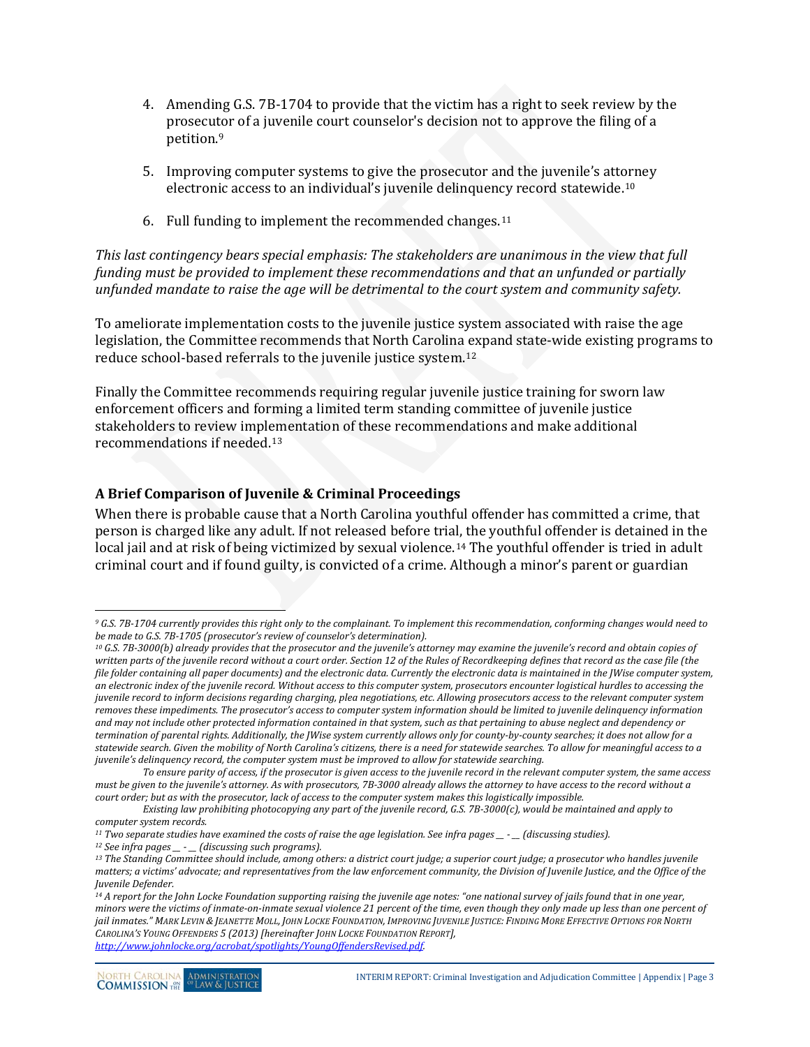4. Amending G.S. 7B-1704 to provide that the victim has a right to seek review by the prosecutor of a juvenile court counselor's decision not to approve the filing of a petition.[9]

5. Improving computer systems to give the prosecutor and the juvenile's attorney electronic access to an individual's juvenile delinquency record statewide.[10]

6. Full funding to implement the recommended changes.[11]

*This last contingency bears special emphasis: The stakeholders are unanimous in the view that full funding must be provided to implement these recommendations and that an unfunded or partially unfunded mandate to raise the age will be detrimental to the court system and community safety.*

To ameliorate implementation costs to the juvenile justice system associated with raise the age legislation, the Committee recommends that North Carolina expand state-wide existing programs to reduce school-based referrals to the juvenile justice system.[12]

Finally the Committee recommends requiring regular juvenile justice training for sworn law enforcement officers and forming a limited term standing committee of juvenile justice stakeholders to review implementation of these recommendations and make additional recommendations if needed.[13]

### A Brief Comparison of Juvenile & Criminal Proceedings

When there is probable cause that a North Carolina youthful offender has committed a crime, that person is charged like any adult. If not released before trial, the youthful offender is detained in the local jail and at risk of being victimized by sexual violence.[14] The youthful offender is tried in adult criminal court and if found guilty, is convicted of a crime. Although a minor's parent or guardian

---

*[9] G.S. 7B-1704 currently provides this right only to the complainant. To implement this recommendation, conforming changes would need to be made to G.S. 7B-1705 (prosecutor's review of counselor's determination).*

*[10] G.S. 7B-3000(b) already provides that the prosecutor and the juvenile's attorney may examine the juvenile's record and obtain copies of written parts of the juvenile record without a court order. Section 12 of the Rules of Recordkeeping defines that record as the case file (the file folder containing all paper documents) and the electronic data. Currently the electronic data is maintained in the JWise computer system, an electronic index of the juvenile record. Without access to this computer system, prosecutors encounter logistical hurdles to accessing the juvenile record to inform decisions regarding charging, plea negotiations, etc. Allowing prosecutors access to the relevant computer system removes these impediments. The prosecutor's access to computer system information should be limited to juvenile delinquency information and may not include other protected information contained in that system, such as that pertaining to abuse neglect and dependency or termination of parental rights. Additionally, the JWise system currently allows only for county-by-county searches; it does not allow for a statewide search. Given the mobility of North Carolina's citizens, there is a need for statewide searches. To allow for meaningful access to a juvenile's delinquency record, the computer system must be improved to allow for statewide searching.*

*To ensure parity of access, if the prosecutor is given access to the juvenile record in the relevant computer system, the same access must be given to the juvenile's attorney. As with prosecutors, 7B-3000 already allows the attorney to have access to the record without a court order; but as with the prosecutor, lack of access to the computer system makes this logistically impossible.*

*Existing law prohibiting photocopying any part of the juvenile record, G.S. 7B-3000(c), would be maintained and apply to computer system records.*

*[11] Two separate studies have examined the costs of raise the age legislation. See infra pages __ - __ (discussing studies).*

*[12] See infra pages __ - __ (discussing such programs).*

*[13] The Standing Committee should include, among others: a district court judge; a superior court judge; a prosecutor who handles juvenile matters; a victims' advocate; and representatives from the law enforcement community, the Division of Juvenile Justice, and the Office of the Juvenile Defender.*

*[14] A report for the John Locke Foundation supporting raising the juvenile age notes: "one national survey of jails found that in one year, minors were the victims of inmate-on-inmate sexual violence 21 percent of the time, even though they only made up less than one percent of jail inmates." MARK LEVIN & JEANETTE MOLL, JOHN LOCKE FOUNDATION, IMPROVING JUVENILE JUSTICE: FINDING MORE EFFECTIVE OPTIONS FOR NORTH CAROLINA'S YOUNG OFFENDERS 5 (2013) [hereinafter JOHN LOCKE FOUNDATION REPORT], http://www.johnlocke.org/acrobat/spotlights/YoungOffendersRevised.pdf.*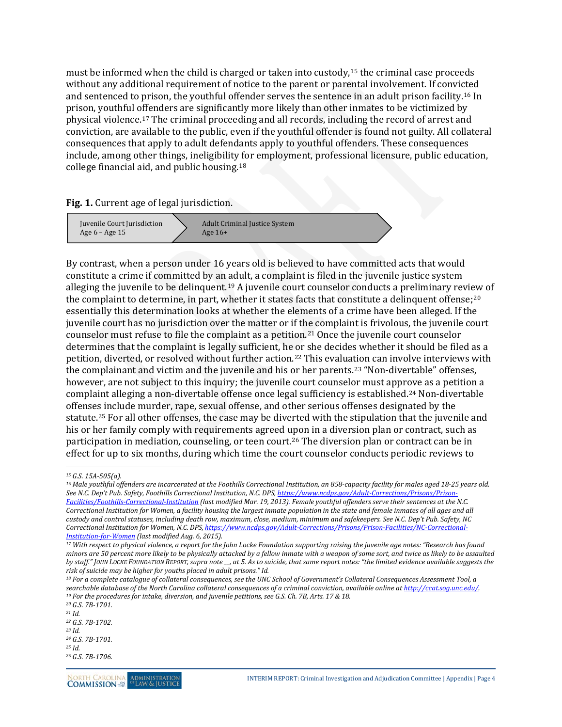must be informed when the child is charged or taken into custody,[15] the criminal case proceeds without any additional requirement of notice to the parent or parental involvement. If convicted and sentenced to prison, the youthful offender serves the sentence in an adult prison facility.[16] In prison, youthful offenders are significantly more likely than other inmates to be victimized by physical violence.[17] The criminal proceeding and all records, including the record of arrest and conviction, are available to the public, even if the youthful offender is found not guilty. All collateral consequences that apply to adult defendants apply to youthful offenders. These consequences include, among other things, ineligibility for employment, professional licensure, public education, college financial aid, and public housing.[18]

**Fig. 1.** Current age of legal jurisdiction.

| Juvenile Court Jurisdiction Age 6 – Age 15 | Adult Criminal Justice System Age 16+ |
|---|---|

By contrast, when a person under 16 years old is believed to have committed acts that would constitute a crime if committed by an adult, a complaint is filed in the juvenile justice system alleging the juvenile to be delinquent.[19] A juvenile court counselor conducts a preliminary review of the complaint to determine, in part, whether it states facts that constitute a delinquent offense;[20] essentially this determination looks at whether the elements of a crime have been alleged. If the juvenile court has no jurisdiction over the matter or if the complaint is frivolous, the juvenile court counselor must refuse to file the complaint as a petition.[21] Once the juvenile court counselor determines that the complaint is legally sufficient, he or she decides whether it should be filed as a petition, diverted, or resolved without further action.[22] This evaluation can involve interviews with the complainant and victim and the juvenile and his or her parents.[23] "Non-divertable" offenses, however, are not subject to this inquiry; the juvenile court counselor must approve as a petition a complaint alleging a non-divertable offense once legal sufficiency is established.[24] Non-divertable offenses include murder, rape, sexual offense, and other serious offenses designated by the statute.[25] For all other offenses, the case may be diverted with the stipulation that the juvenile and his or her family comply with requirements agreed upon in a diversion plan or contract, such as participation in mediation, counseling, or teen court.[26] The diversion plan or contract can be in effect for up to six months, during which time the court counselor conducts periodic reviews to

---

*[15] G.S. 15A-505(a).*

*[16] Male youthful offenders are incarcerated at the Foothills Correctional Institution, an 858-capacity facility for males aged 18-25 years old. See N.C. Dep't Pub. Safety, Foothills Correctional Institution, N.C. DPS, https://www.ncdps.gov/Adult-Corrections/Prisons/Prison-Facilities/Foothills-Correctional-Institution (last modified Mar. 19, 2013). Female youthful offenders serve their sentences at the N.C. Correctional Institution for Women, a facility housing the largest inmate population in the state and female inmates of all ages and all custody and control statuses, including death row, maximum, close, medium, minimum and safekeepers. See N.C. Dep't Pub. Safety, NC Correctional Institution for Women, N.C. DPS, https://www.ncdps.gov/Adult-Corrections/Prisons/Prison-Facilities/NC-Correctional-Institution-for-Women (last modified Aug. 6, 2015).*

*[17] With respect to physical violence, a report for the John Locke Foundation supporting raising the juvenile age notes: "Research has found minors are 50 percent more likely to be physically attacked by a fellow inmate with a weapon of some sort, and twice as likely to be assaulted by staff." JOHN LOCKE FOUNDATION REPORT, supra note __, at 5. As to suicide, that same report notes: "the limited evidence available suggests the risk of suicide may be higher for youths placed in adult prisons." Id.*

*[18] For a complete catalogue of collateral consequences, see the UNC School of Government's Collateral Consequences Assessment Tool, a searchable database of the North Carolina collateral consequences of a criminal conviction, available online at http://ccat.sog.unc.edu/.*

*[19] For the procedures for intake, diversion, and juvenile petitions, see G.S. Ch. 7B, Arts. 17 & 18.*

*[20] G.S. 7B-1701.*

*[21] Id.*

*[22] G.S. 7B-1702.*

*[23] Id.*

*[24] G.S. 7B-1701.*

*[25] Id.*

*[26] G.S. 7B-1706.*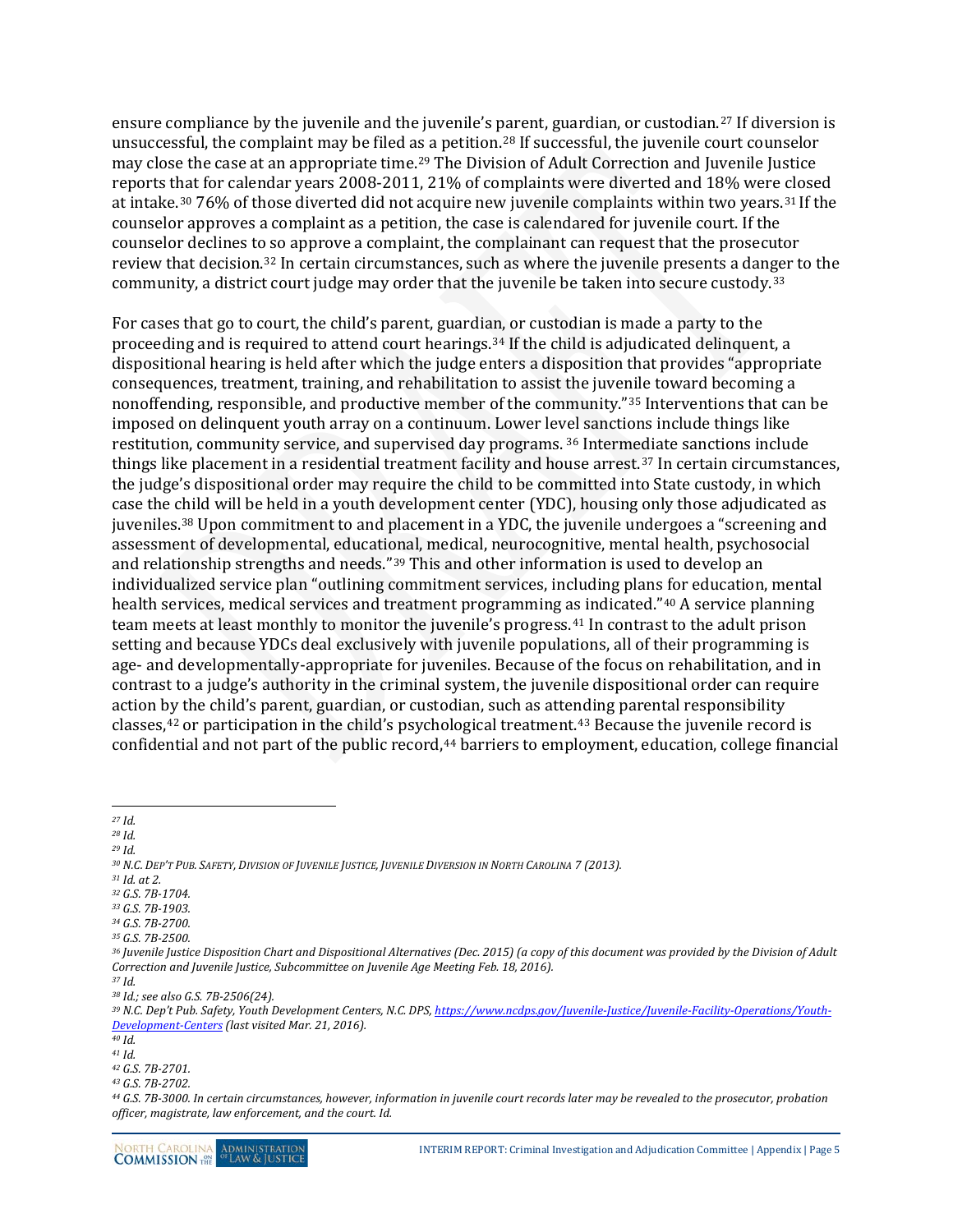ensure compliance by the juvenile and the juvenile's parent, guardian, or custodian.[27] If diversion is unsuccessful, the complaint may be filed as a petition.[28] If successful, the juvenile court counselor may close the case at an appropriate time.[29] The Division of Adult Correction and Juvenile Justice reports that for calendar years 2008-2011, 21% of complaints were diverted and 18% were closed at intake.[30] 76% of those diverted did not acquire new juvenile complaints within two years.[31] If the counselor approves a complaint as a petition, the case is calendared for juvenile court. If the counselor declines to so approve a complaint, the complainant can request that the prosecutor review that decision.[32] In certain circumstances, such as where the juvenile presents a danger to the community, a district court judge may order that the juvenile be taken into secure custody.[33]

For cases that go to court, the child's parent, guardian, or custodian is made a party to the proceeding and is required to attend court hearings.[34] If the child is adjudicated delinquent, a dispositional hearing is held after which the judge enters a disposition that provides "appropriate consequences, treatment, training, and rehabilitation to assist the juvenile toward becoming a nonoffending, responsible, and productive member of the community."[35] Interventions that can be imposed on delinquent youth array on a continuum. Lower level sanctions include things like restitution, community service, and supervised day programs.[36] Intermediate sanctions include things like placement in a residential treatment facility and house arrest.[37] In certain circumstances, the judge's dispositional order may require the child to be committed into State custody, in which case the child will be held in a youth development center (YDC), housing only those adjudicated as juveniles.[38] Upon commitment to and placement in a YDC, the juvenile undergoes a "screening and assessment of developmental, educational, medical, neurocognitive, mental health, psychosocial and relationship strengths and needs."[39] This and other information is used to develop an individualized service plan "outlining commitment services, including plans for education, mental health services, medical services and treatment programming as indicated."[40] A service planning team meets at least monthly to monitor the juvenile's progress.[41] In contrast to the adult prison setting and because YDCs deal exclusively with juvenile populations, all of their programming is age- and developmentally-appropriate for juveniles. Because of the focus on rehabilitation, and in contrast to a judge's authority in the criminal system, the juvenile dispositional order can require action by the child's parent, guardian, or custodian, such as attending parental responsibility classes,[42] or participation in the child's psychological treatment.[43] Because the juvenile record is confidential and not part of the public record,[44] barriers to employment, education, college financial

---

[27] *Id.*

[28] *Id.*

[29] *Id.*

[30] *N.C. Dep't Pub. Safety, Division of Juvenile Justice, Juvenile Diversion in North Carolina 7 (2013).*

[31] *Id. at 2.*

[32] *G.S. 7B-1704.*

[33] *G.S. 7B-1903.*

[34] *G.S. 7B-2700.*

[35] *G.S. 7B-2500.*

[36] *Juvenile Justice Disposition Chart and Dispositional Alternatives (Dec. 2015) (a copy of this document was provided by the Division of Adult Correction and Juvenile Justice, Subcommittee on Juvenile Age Meeting Feb. 18, 2016).*

[37] *Id.*

[38] *Id.; see also G.S. 7B-2506(24).*

[39] *N.C. Dep't Pub. Safety, Youth Development Centers, N.C. DPS, https://www.ncdps.gov/Juvenile-Justice/Juvenile-Facility-Operations/Youth-Development-Centers (last visited Mar. 21, 2016).*

[40] *Id.*

[41] *Id.*

[42] *G.S. 7B-2701.*

[43] *G.S. 7B-2702.*

[44] *G.S. 7B-3000. In certain circumstances, however, information in juvenile court records later may be revealed to the prosecutor, probation officer, magistrate, law enforcement, and the court. Id.*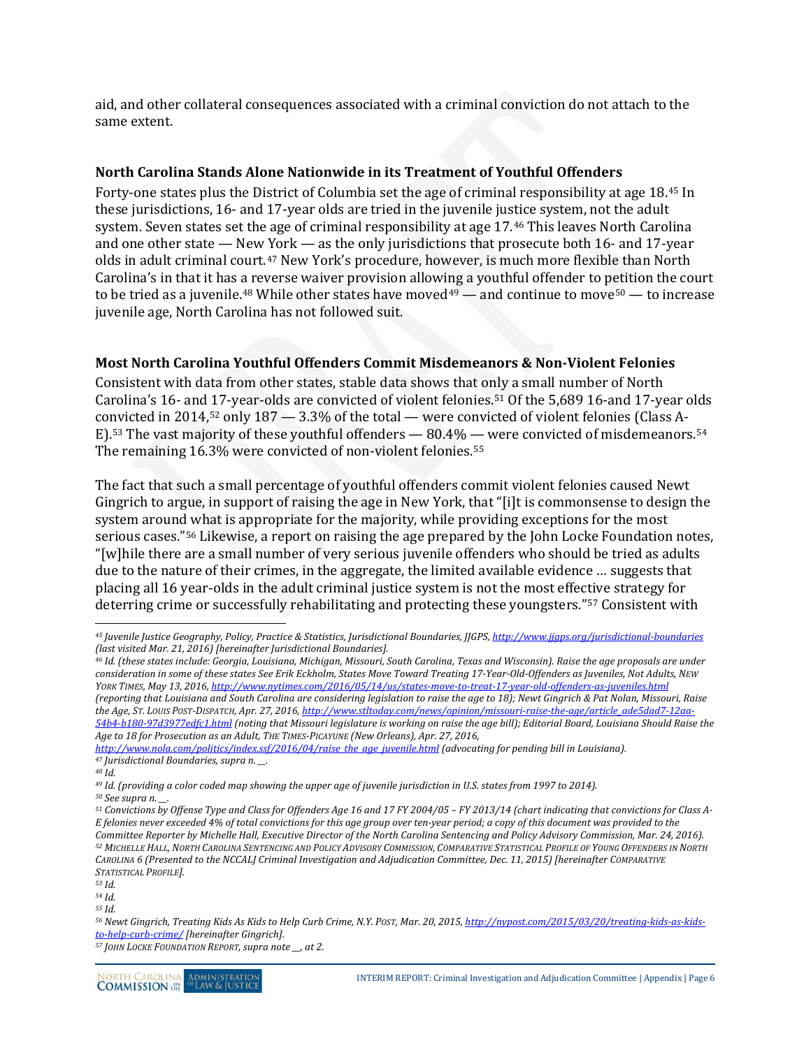aid, and other collateral consequences associated with a criminal conviction do not attach to the same extent.

### North Carolina Stands Alone Nationwide in its Treatment of Youthful Offenders

Forty-one states plus the District of Columbia set the age of criminal responsibility at age 18.[45] In these jurisdictions, 16- and 17-year olds are tried in the juvenile justice system, not the adult system. Seven states set the age of criminal responsibility at age 17.[46] This leaves North Carolina and one other state — New York — as the only jurisdictions that prosecute both 16- and 17-year olds in adult criminal court.[47] New York's procedure, however, is much more flexible than North Carolina's in that it has a reverse waiver provision allowing a youthful offender to petition the court to be tried as a juvenile.[48] While other states have moved[49] — and continue to move[50] — to increase juvenile age, North Carolina has not followed suit.

### Most North Carolina Youthful Offenders Commit Misdemeanors & Non-Violent Felonies

Consistent with data from other states, stable data shows that only a small number of North Carolina's 16- and 17-year-olds are convicted of violent felonies.[51] Of the 5,689 16-and 17-year olds convicted in 2014,[52] only 187 — 3.3% of the total — were convicted of violent felonies (Class A-E).[53] The vast majority of these youthful offenders — 80.4% — were convicted of misdemeanors.[54] The remaining 16.3% were convicted of non-violent felonies.[55]

The fact that such a small percentage of youthful offenders commit violent felonies caused Newt Gingrich to argue, in support of raising the age in New York, that "[i]t is commonsense to design the system around what is appropriate for the majority, while providing exceptions for the most serious cases."[56] Likewise, a report on raising the age prepared by the John Locke Foundation notes, "[w]hile there are a small number of very serious juvenile offenders who should be tried as adults due to the nature of their crimes, in the aggregate, the limited available evidence … suggests that placing all 16 year-olds in the adult criminal justice system is not the most effective strategy for deterring crime or successfully rehabilitating and protecting these youngsters."[57] Consistent with

---

[45] *Juvenile Justice Geography, Policy, Practice & Statistics, Jurisdictional Boundaries, JJGPS, http://www.jjgps.org/jurisdictional-boundaries (last visited Mar. 21, 2016) [hereinafter Jurisdictional Boundaries].*

[46] *Id. (these states include: Georgia, Louisiana, Michigan, Missouri, South Carolina, Texas and Wisconsin). Raise the age proposals are under consideration in some of these states See Erik Eckholm, States Move Toward Treating 17-Year-Old-Offenders as Juveniles, Not Adults, NEW YORK TIMES, May 13, 2016, http://www.nytimes.com/2016/05/14/us/states-move-to-treat-17-year-old-offenders-as-juveniles.html (reporting that Louisiana and South Carolina are considering legislation to raise the age to 18); Newt Gingrich & Pat Nolan, Missouri, Raise the Age, ST. LOUIS POST-DISPATCH, Apr. 27, 2016, http://www.stltoday.com/news/opinion/missouri-raise-the-age/article_ade5dad7-12aa-54b4-b180-97d3977edfc1.html (noting that Missouri legislature is working on raise the age bill); Editorial Board, Louisiana Should Raise the Age to 18 for Prosecution as an Adult, THE TIMES-PICAYUNE (New Orleans), Apr. 27, 2016, http://www.nola.com/politics/index.ssf/2016/04/raise_the_age_juvenile.html (advocating for pending bill in Louisiana).*

[47] *Jurisdictional Boundaries, supra n. __.*

[48] *Id.*

[49] *Id. (providing a color coded map showing the upper age of juvenile jurisdiction in U.S. states from 1997 to 2014).*

[50] *See supra n. __.*

[51] *Convictions by Offense Type and Class for Offenders Age 16 and 17 FY 2004/05 – FY 2013/14 (chart indicating that convictions for Class A-E felonies never exceeded 4% of total convictions for this age group over ten-year period; a copy of this document was provided to the Committee Reporter by Michelle Hall, Executive Director of the North Carolina Sentencing and Policy Advisory Commission, Mar. 24, 2016).*

[52] *MICHELLE HALL, NORTH CAROLINA SENTENCING AND POLICY ADVISORY COMMISSION, COMPARATIVE STATISTICAL PROFILE OF YOUNG OFFENDERS IN NORTH CAROLINA 6 (Presented to the NCCALJ Criminal Investigation and Adjudication Committee, Dec. 11, 2015) [hereinafter COMPARATIVE STATISTICAL PROFILE].*

[53] *Id.*

[54] *Id.*

[55] *Id.*

[56] *Newt Gingrich, Treating Kids As Kids to Help Curb Crime, N.Y. POST, Mar. 20, 2015, http://nypost.com/2015/03/20/treating-kids-as-kids-to-help-curb-crime/ [hereinafter Gingrich].*

[57] *JOHN LOCKE FOUNDATION REPORT, supra note __, at 2.*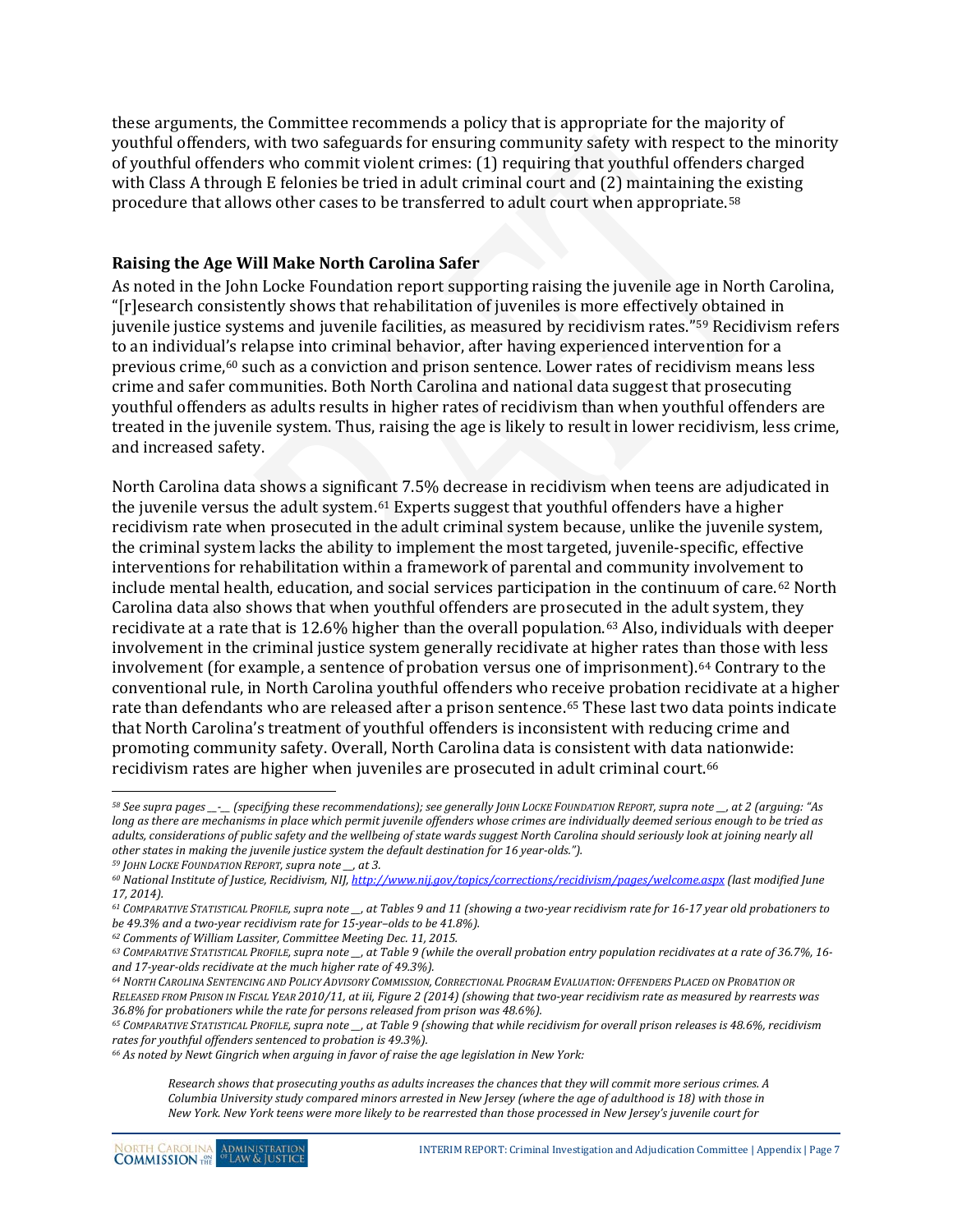these arguments, the Committee recommends a policy that is appropriate for the majority of youthful offenders, with two safeguards for ensuring community safety with respect to the minority of youthful offenders who commit violent crimes: (1) requiring that youthful offenders charged with Class A through E felonies be tried in adult criminal court and (2) maintaining the existing procedure that allows other cases to be transferred to adult court when appropriate.[58]

### Raising the Age Will Make North Carolina Safer

As noted in the John Locke Foundation report supporting raising the juvenile age in North Carolina, "[r]esearch consistently shows that rehabilitation of juveniles is more effectively obtained in juvenile justice systems and juvenile facilities, as measured by recidivism rates."[59] Recidivism refers to an individual's relapse into criminal behavior, after having experienced intervention for a previous crime,[60] such as a conviction and prison sentence. Lower rates of recidivism means less crime and safer communities. Both North Carolina and national data suggest that prosecuting youthful offenders as adults results in higher rates of recidivism than when youthful offenders are treated in the juvenile system. Thus, raising the age is likely to result in lower recidivism, less crime, and increased safety.

North Carolina data shows a significant 7.5% decrease in recidivism when teens are adjudicated in the juvenile versus the adult system.[61] Experts suggest that youthful offenders have a higher recidivism rate when prosecuted in the adult criminal system because, unlike the juvenile system, the criminal system lacks the ability to implement the most targeted, juvenile-specific, effective interventions for rehabilitation within a framework of parental and community involvement to include mental health, education, and social services participation in the continuum of care.[62] North Carolina data also shows that when youthful offenders are prosecuted in the adult system, they recidivate at a rate that is 12.6% higher than the overall population.[63] Also, individuals with deeper involvement in the criminal justice system generally recidivate at higher rates than those with less involvement (for example, a sentence of probation versus one of imprisonment).[64] Contrary to the conventional rule, in North Carolina youthful offenders who receive probation recidivate at a higher rate than defendants who are released after a prison sentence.[65] These last two data points indicate that North Carolina's treatment of youthful offenders is inconsistent with reducing crime and promoting community safety. Overall, North Carolina data is consistent with data nationwide: recidivism rates are higher when juveniles are prosecuted in adult criminal court.[66]

---

[58] *See supra pages __-__ (specifying these recommendations); see generally* JOHN LOCKE FOUNDATION REPORT, *supra note __, at 2 (arguing: "As long as there are mechanisms in place which permit juvenile offenders whose crimes are individually deemed serious enough to be tried as adults, considerations of public safety and the wellbeing of state wards suggest North Carolina should seriously look at joining nearly all other states in making the juvenile justice system the default destination for 16 year-olds.").*

[59] JOHN LOCKE FOUNDATION REPORT, *supra note __, at 3.*

[60] *National Institute of Justice, Recidivism, NIJ, http://www.nij.gov/topics/corrections/recidivism/pages/welcome.aspx (last modified June 17, 2014).*

[61] COMPARATIVE STATISTICAL PROFILE, *supra note __, at Tables 9 and 11 (showing a two-year recidivism rate for 16-17 year old probationers to be 49.3% and a two-year recidivism rate for 15-year–olds to be 41.8%).*

[62] *Comments of William Lassiter, Committee Meeting Dec. 11, 2015.*

[63] COMPARATIVE STATISTICAL PROFILE, *supra note __, at Table 9 (while the overall probation entry population recidivates at a rate of 36.7%, 16- and 17-year-olds recidivate at the much higher rate of 49.3%).*

[64] NORTH CAROLINA SENTENCING AND POLICY ADVISORY COMMISSION, CORRECTIONAL PROGRAM EVALUATION: OFFENDERS PLACED ON PROBATION OR RELEASED FROM PRISON IN FISCAL YEAR 2010/11, *at iii, Figure 2 (2014) (showing that two-year recidivism rate as measured by rearrests was 36.8% for probationers while the rate for persons released from prison was 48.6%).*

[65] COMPARATIVE STATISTICAL PROFILE, *supra note __, at Table 9 (showing that while recidivism for overall prison releases is 48.6%, recidivism rates for youthful offenders sentenced to probation is 49.3%).*

[66] *As noted by Newt Gingrich when arguing in favor of raise the age legislation in New York:*

> *Research shows that prosecuting youths as adults increases the chances that they will commit more serious crimes. A Columbia University study compared minors arrested in New Jersey (where the age of adulthood is 18) with those in New York. New York teens were more likely to be rearrested than those processed in New Jersey's juvenile court for*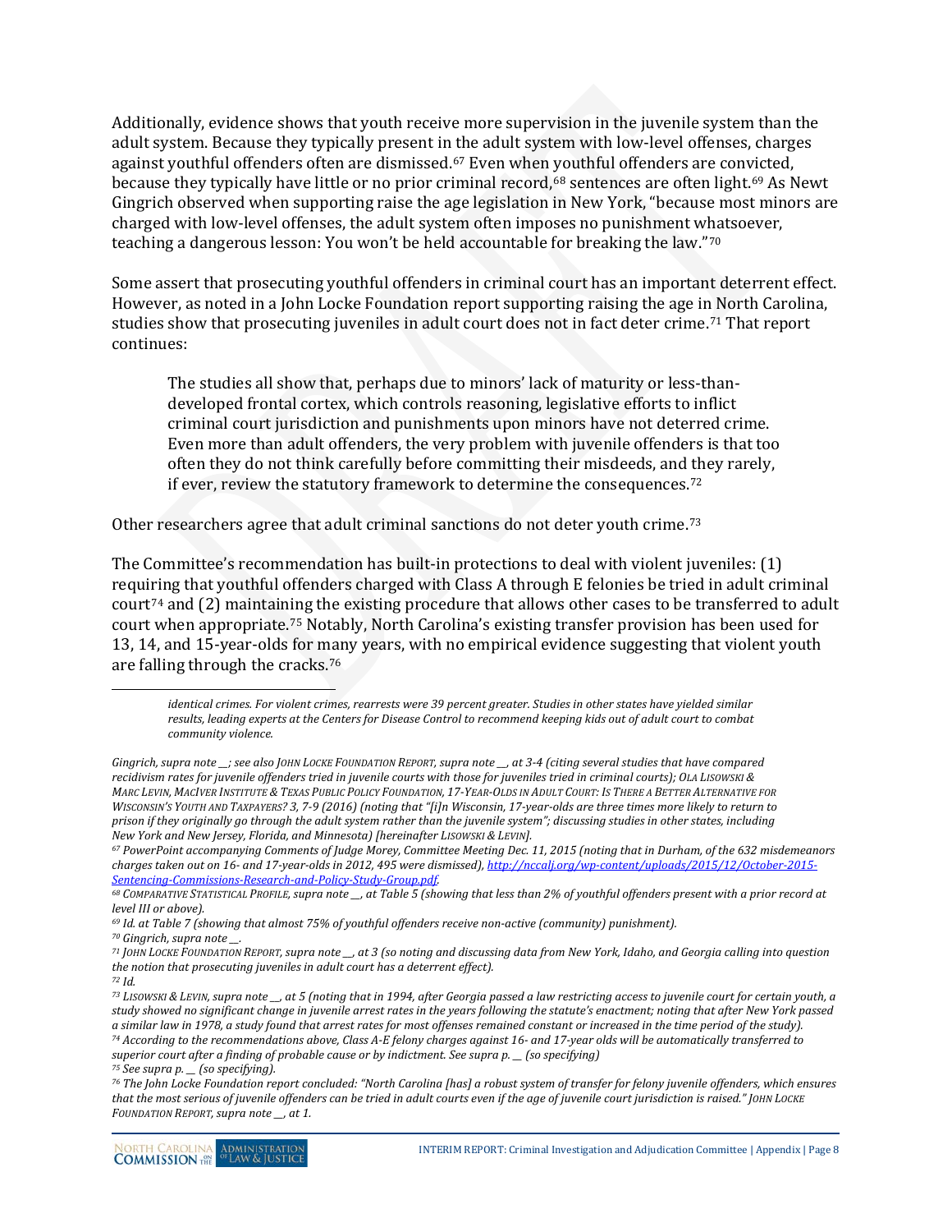Additionally, evidence shows that youth receive more supervision in the juvenile system than the adult system. Because they typically present in the adult system with low-level offenses, charges against youthful offenders often are dismissed.[67] Even when youthful offenders are convicted, because they typically have little or no prior criminal record,[68] sentences are often light.[69] As Newt Gingrich observed when supporting raise the age legislation in New York, "because most minors are charged with low-level offenses, the adult system often imposes no punishment whatsoever, teaching a dangerous lesson: You won't be held accountable for breaking the law."[70]

Some assert that prosecuting youthful offenders in criminal court has an important deterrent effect. However, as noted in a John Locke Foundation report supporting raising the age in North Carolina, studies show that prosecuting juveniles in adult court does not in fact deter crime.[71] That report continues:

> The studies all show that, perhaps due to minors' lack of maturity or less-than-developed frontal cortex, which controls reasoning, legislative efforts to inflict criminal court jurisdiction and punishments upon minors have not deterred crime. Even more than adult offenders, the very problem with juvenile offenders is that too often they do not think carefully before committing their misdeeds, and they rarely, if ever, review the statutory framework to determine the consequences.[72]

Other researchers agree that adult criminal sanctions do not deter youth crime.[73]

The Committee's recommendation has built-in protections to deal with violent juveniles: (1) requiring that youthful offenders charged with Class A through E felonies be tried in adult criminal court[74] and (2) maintaining the existing procedure that allows other cases to be transferred to adult court when appropriate.[75] Notably, North Carolina's existing transfer provision has been used for 13, 14, and 15-year-olds for many years, with no empirical evidence suggesting that violent youth are falling through the cracks.[76]

---

> *identical crimes. For violent crimes, rearrests were 39 percent greater. Studies in other states have yielded similar results, leading experts at the Centers for Disease Control to recommend keeping kids out of adult court to combat community violence.*

*Gingrich, supra note \_\_; see also JOHN LOCKE FOUNDATION REPORT, supra note \_\_, at 3-4 (citing several studies that have compared recidivism rates for juvenile offenders tried in juvenile courts with those for juveniles tried in criminal courts); OLA LISOWSKI & MARC LEVIN, MACIVER INSTITUTE & TEXAS PUBLIC POLICY FOUNDATION, 17-YEAR-OLDS IN ADULT COURT: IS THERE A BETTER ALTERNATIVE FOR WISCONSIN'S YOUTH AND TAXPAYERS? 3, 7-9 (2016) (noting that "[i]n Wisconsin, 17-year-olds are three times more likely to return to prison if they originally go through the adult system rather than the juvenile system"; discussing studies in other states, including New York and New Jersey, Florida, and Minnesota) [hereinafter LISOWSKI & LEVIN].*

[67] *PowerPoint accompanying Comments of Judge Morey, Committee Meeting Dec. 11, 2015 (noting that in Durham, of the 632 misdemeanors charges taken out on 16- and 17-year-olds in 2012, 495 were dismissed), http://nccalj.org/wp-content/uploads/2015/12/October-2015-Sentencing-Commissions-Research-and-Policy-Study-Group.pdf.*

[68] *COMPARATIVE STATISTICAL PROFILE, supra note \_\_, at Table 5 (showing that less than 2% of youthful offenders present with a prior record at level III or above).*

[69] *Id. at Table 7 (showing that almost 75% of youthful offenders receive non-active (community) punishment).*

[70] *Gingrich, supra note \_\_.*

[71] *JOHN LOCKE FOUNDATION REPORT, supra note \_\_, at 3 (so noting and discussing data from New York, Idaho, and Georgia calling into question the notion that prosecuting juveniles in adult court has a deterrent effect).*

[72] *Id.*

[73] *LISOWSKI & LEVIN, supra note \_\_, at 5 (noting that in 1994, after Georgia passed a law restricting access to juvenile court for certain youth, a study showed no significant change in juvenile arrest rates in the years following the statute's enactment; noting that after New York passed a similar law in 1978, a study found that arrest rates for most offenses remained constant or increased in the time period of the study).*

[74] *According to the recommendations above, Class A-E felony charges against 16- and 17-year olds will be automatically transferred to superior court after a finding of probable cause or by indictment. See supra p. \_\_ (so specifying)*

[75] *See supra p. \_\_ (so specifying).*

[76] *The John Locke Foundation report concluded: "North Carolina [has] a robust system of transfer for felony juvenile offenders, which ensures that the most serious of juvenile offenders can be tried in adult courts even if the age of juvenile court jurisdiction is raised." JOHN LOCKE FOUNDATION REPORT, supra note \_\_, at 1.*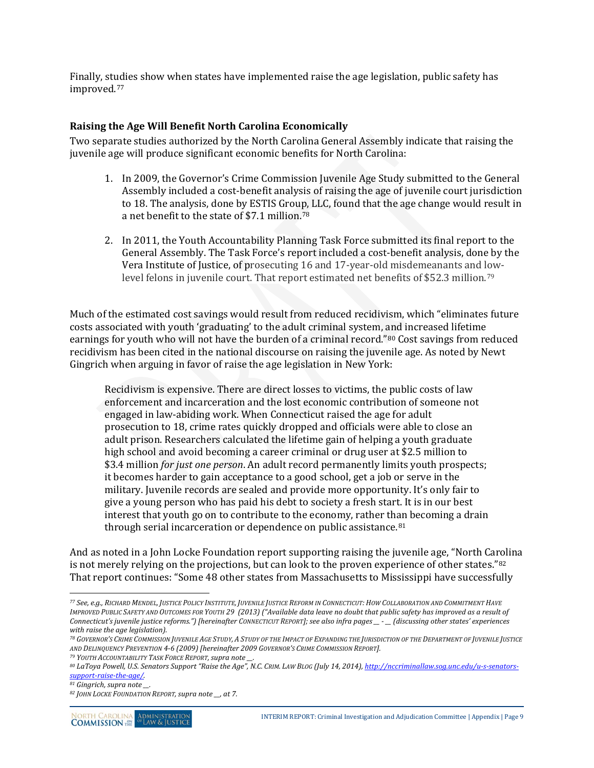Finally, studies show when states have implemented raise the age legislation, public safety has improved.[77]

### Raising the Age Will Benefit North Carolina Economically

Two separate studies authorized by the North Carolina General Assembly indicate that raising the juvenile age will produce significant economic benefits for North Carolina:

1. In 2009, the Governor's Crime Commission Juvenile Age Study submitted to the General Assembly included a cost-benefit analysis of raising the age of juvenile court jurisdiction to 18. The analysis, done by ESTIS Group, LLC, found that the age change would result in a net benefit to the state of $7.1 million.[78]

2. In 2011, the Youth Accountability Planning Task Force submitted its final report to the General Assembly. The Task Force's report included a cost-benefit analysis, done by the Vera Institute of Justice, of prosecuting 16 and 17-year-old misdemeanants and low-level felons in juvenile court. That report estimated net benefits of $52.3 million.[79]

Much of the estimated cost savings would result from reduced recidivism, which "eliminates future costs associated with youth 'graduating' to the adult criminal system, and increased lifetime earnings for youth who will not have the burden of a criminal record."[80] Cost savings from reduced recidivism has been cited in the national discourse on raising the juvenile age. As noted by Newt Gingrich when arguing in favor of raise the age legislation in New York:

> Recidivism is expensive. There are direct losses to victims, the public costs of law enforcement and incarceration and the lost economic contribution of someone not engaged in law-abiding work. When Connecticut raised the age for adult prosecution to 18, crime rates quickly dropped and officials were able to close an adult prison. Researchers calculated the lifetime gain of helping a youth graduate high school and avoid becoming a career criminal or drug user at $2.5 million to $3.4 million *for just one person*. An adult record permanently limits youth prospects; it becomes harder to gain acceptance to a good school, get a job or serve in the military. Juvenile records are sealed and provide more opportunity. It's only fair to give a young person who has paid his debt to society a fresh start. It is in our best interest that youth go on to contribute to the economy, rather than becoming a drain through serial incarceration or dependence on public assistance.[81]

And as noted in a John Locke Foundation report supporting raising the juvenile age, "North Carolina is not merely relying on the projections, but can look to the proven experience of other states."[82] That report continues: "Some 48 other states from Massachusetts to Mississippi have successfully

---

[77] *See, e.g.*, RICHARD MENDEL, JUSTICE POLICY INSTITUTE, JUVENILE JUSTICE REFORM IN CONNECTICUT: HOW COLLABORATION AND COMMITMENT HAVE IMPROVED PUBLIC SAFETY AND OUTCOMES FOR YOUTH 29 (2013) ("Available data leave no doubt that public safety has improved as a result of Connecticut's juvenile justice reforms.") [hereinafter CONNECTICUT REPORT]; *see also infra* pages __ - __ (discussing other states' experiences with raise the age legislation).

[78] GOVERNOR'S CRIME COMMISSION JUVENILE AGE STUDY, A STUDY OF THE IMPACT OF EXPANDING THE JURISDICTION OF THE DEPARTMENT OF JUVENILE JUSTICE AND DELINQUENCY PREVENTION 4-6 (2009) [hereinafter 2009 GOVERNOR'S CRIME COMMISSION REPORT].

[79] YOUTH ACCOUNTABILITY TASK FORCE REPORT, *supra* note __.

[80] LaToya Powell, U.S. Senators Support "Raise the Age", N.C. CRIM. LAW BLOG (July 14, 2014), http://nccriminallaw.sog.unc.edu/u-s-senators-support-raise-the-age/.

[81] Gingrich, *supra* note __.

[82] JOHN LOCKE FOUNDATION REPORT, *supra* note __, at 7.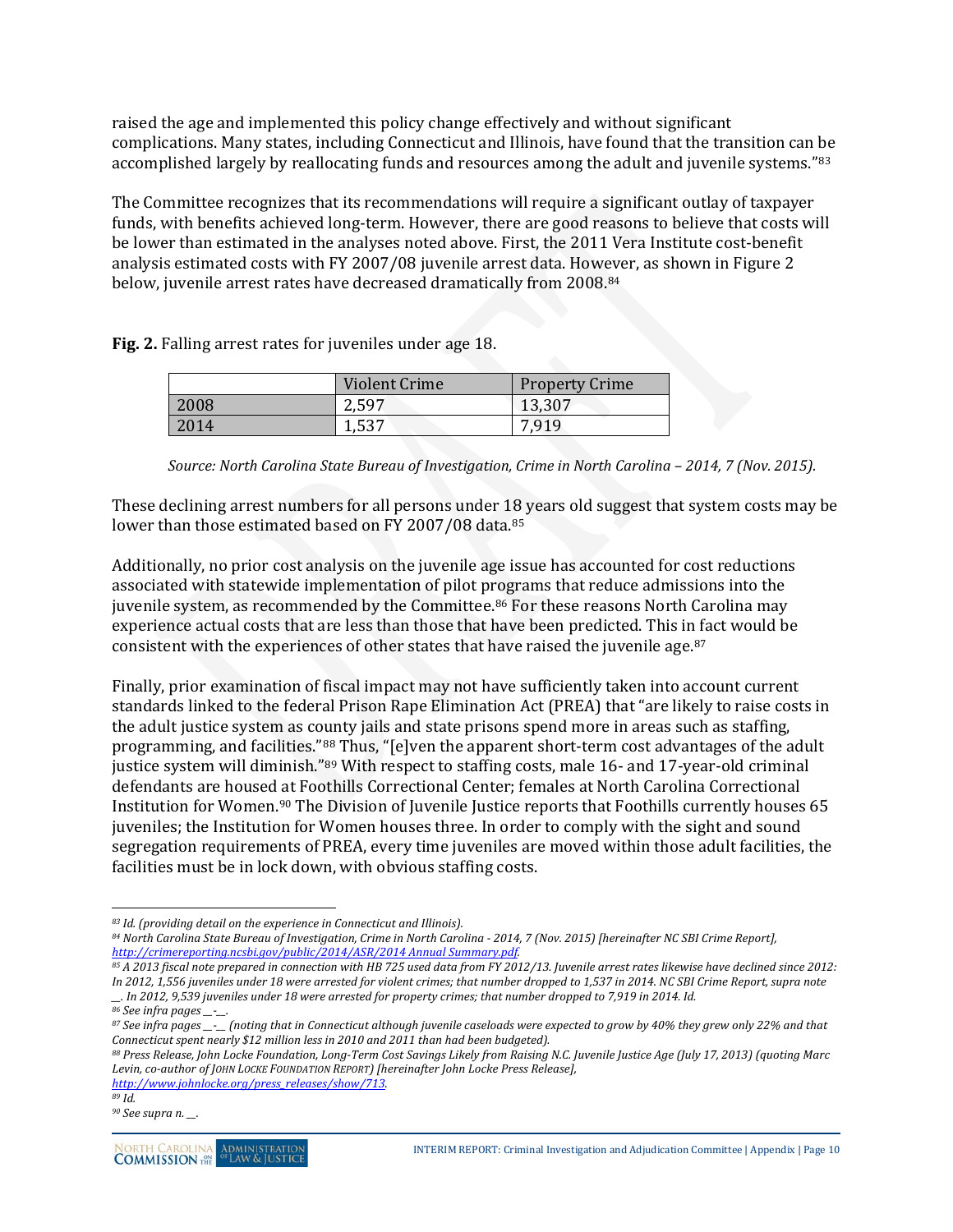raised the age and implemented this policy change effectively and without significant complications. Many states, including Connecticut and Illinois, have found that the transition can be accomplished largely by reallocating funds and resources among the adult and juvenile systems."[83]

The Committee recognizes that its recommendations will require a significant outlay of taxpayer funds, with benefits achieved long-term. However, there are good reasons to believe that costs will be lower than estimated in the analyses noted above. First, the 2011 Vera Institute cost-benefit analysis estimated costs with FY 2007/08 juvenile arrest data. However, as shown in Figure 2 below, juvenile arrest rates have decreased dramatically from 2008.[84]

**Fig. 2.** Falling arrest rates for juveniles under age 18.

| | Violent Crime | Property Crime |
|---|---|---|
| 2008 | 2,597 | 13,307 |
| 2014 | 1,537 | 7,919 |

*Source: North Carolina State Bureau of Investigation, Crime in North Carolina – 2014, 7 (Nov. 2015).*

These declining arrest numbers for all persons under 18 years old suggest that system costs may be lower than those estimated based on FY 2007/08 data.[85]

Additionally, no prior cost analysis on the juvenile age issue has accounted for cost reductions associated with statewide implementation of pilot programs that reduce admissions into the juvenile system, as recommended by the Committee.[86] For these reasons North Carolina may experience actual costs that are less than those that have been predicted. This in fact would be consistent with the experiences of other states that have raised the juvenile age.[87]

Finally, prior examination of fiscal impact may not have sufficiently taken into account current standards linked to the federal Prison Rape Elimination Act (PREA) that "are likely to raise costs in the adult justice system as county jails and state prisons spend more in areas such as staffing, programming, and facilities."[88] Thus, "[e]ven the apparent short-term cost advantages of the adult justice system will diminish."[89] With respect to staffing costs, male 16- and 17-year-old criminal defendants are housed at Foothills Correctional Center; females at North Carolina Correctional Institution for Women.[90] The Division of Juvenile Justice reports that Foothills currently houses 65 juveniles; the Institution for Women houses three. In order to comply with the sight and sound segregation requirements of PREA, every time juveniles are moved within those adult facilities, the facilities must be in lock down, with obvious staffing costs.

---

[83] *Id. (providing detail on the experience in Connecticut and Illinois).*

[84] *North Carolina State Bureau of Investigation, Crime in North Carolina - 2014, 7 (Nov. 2015) [hereinafter NC SBI Crime Report], http://crimereporting.ncsbi.gov/public/2014/ASR/2014 Annual Summary.pdf.*

[85] *A 2013 fiscal note prepared in connection with HB 725 used data from FY 2012/13. Juvenile arrest rates likewise have declined since 2012: In 2012, 1,556 juveniles under 18 were arrested for violent crimes; that number dropped to 1,537 in 2014. NC SBI Crime Report, supra note __. In 2012, 9,539 juveniles under 18 were arrested for property crimes; that number dropped to 7,919 in 2014. Id.*

[86] *See infra pages __-__.*

[87] *See infra pages __-__ (noting that in Connecticut although juvenile caseloads were expected to grow by 40% they grew only 22% and that Connecticut spent nearly $12 million less in 2010 and 2011 than had been budgeted).*

[88] *Press Release, John Locke Foundation, Long-Term Cost Savings Likely from Raising N.C. Juvenile Justice Age (July 17, 2013) (quoting Marc Levin, co-author of JOHN LOCKE FOUNDATION REPORT) [hereinafter John Locke Press Release], http://www.johnlocke.org/press_releases/show/713.*

[89] *Id.*

[90] *See supra n. __.*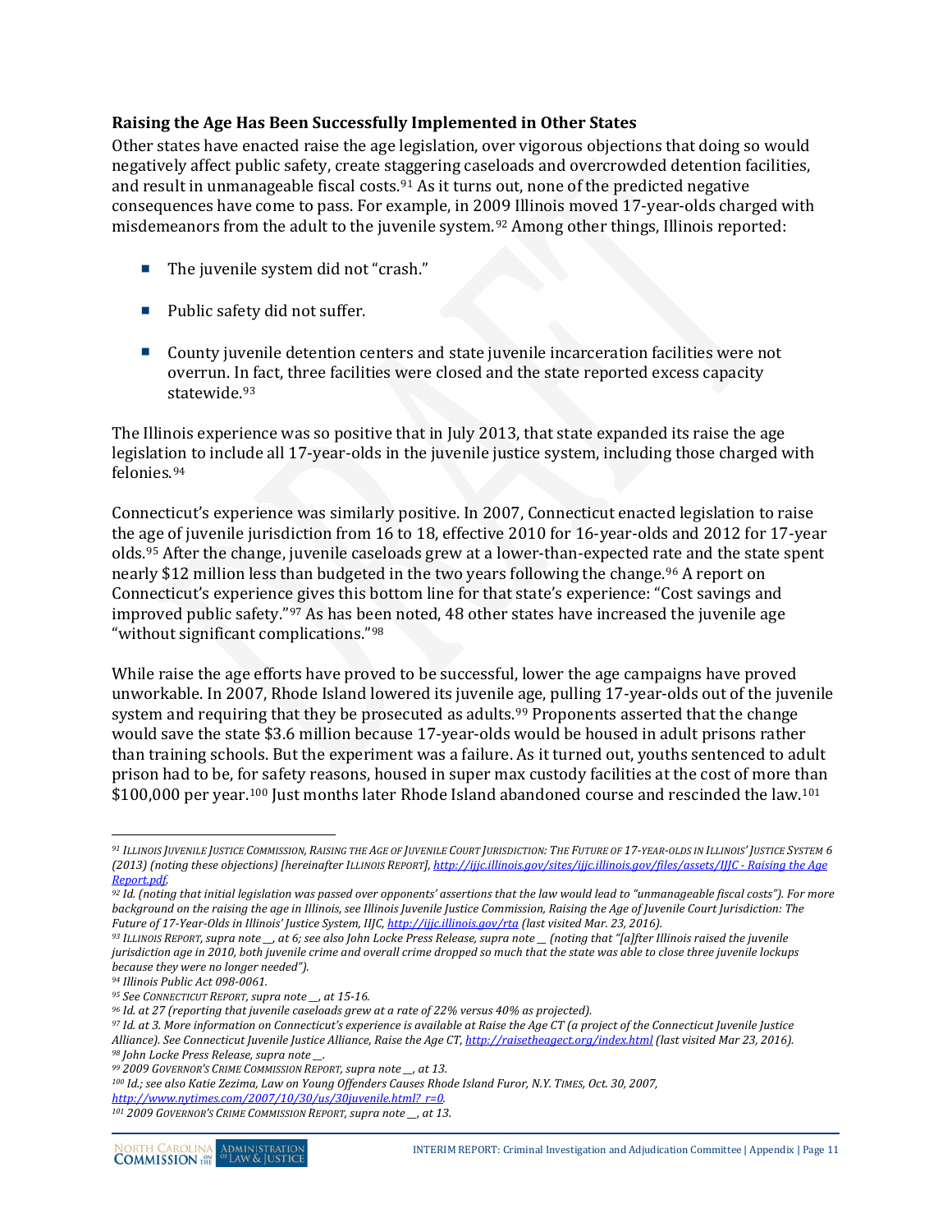### Raising the Age Has Been Successfully Implemented in Other States

Other states have enacted raise the age legislation, over vigorous objections that doing so would negatively affect public safety, create staggering caseloads and overcrowded detention facilities, and result in unmanageable fiscal costs.[91] As it turns out, none of the predicted negative consequences have come to pass. For example, in 2009 Illinois moved 17-year-olds charged with misdemeanors from the adult to the juvenile system.[92] Among other things, Illinois reported:

- The juvenile system did not "crash."
- Public safety did not suffer.
- County juvenile detention centers and state juvenile incarceration facilities were not overrun. In fact, three facilities were closed and the state reported excess capacity statewide.[93]

The Illinois experience was so positive that in July 2013, that state expanded its raise the age legislation to include all 17-year-olds in the juvenile justice system, including those charged with felonies.[94]

Connecticut's experience was similarly positive. In 2007, Connecticut enacted legislation to raise the age of juvenile jurisdiction from 16 to 18, effective 2010 for 16-year-olds and 2012 for 17-year olds.[95] After the change, juvenile caseloads grew at a lower-than-expected rate and the state spent nearly $12 million less than budgeted in the two years following the change.[96] A report on Connecticut's experience gives this bottom line for that state's experience: "Cost savings and improved public safety."[97] As has been noted, 48 other states have increased the juvenile age "without significant complications."[98]

While raise the age efforts have proved to be successful, lower the age campaigns have proved unworkable. In 2007, Rhode Island lowered its juvenile age, pulling 17-year-olds out of the juvenile system and requiring that they be prosecuted as adults.[99] Proponents asserted that the change would save the state $3.6 million because 17-year-olds would be housed in adult prisons rather than training schools. But the experiment was a failure. As it turned out, youths sentenced to adult prison had to be, for safety reasons, housed in super max custody facilities at the cost of more than $100,000 per year.[100] Just months later Rhode Island abandoned course and rescinded the law.[101]

---

[91] *Illinois Juvenile Justice Commission, Raising the Age of Juvenile Court Jurisdiction: The Future of 17-year-olds in Illinois' Justice System 6 (2013) (noting these objections) [hereinafter Illinois Report], http://ijjc.illinois.gov/sites/ijjc.illinois.gov/files/assets/IJJC - Raising the Age Report.pdf.*

[92] *Id. (noting that initial legislation was passed over opponents' assertions that the law would lead to "unmanageable fiscal costs"). For more background on the raising the age in Illinois, see Illinois Juvenile Justice Commission, Raising the Age of Juvenile Court Jurisdiction: The Future of 17-Year-Olds in Illinois' Justice System, IIJC, http://ijjc.illinois.gov/rta (last visited Mar. 23, 2016).*

[93] *Illinois Report, supra note __, at 6; see also John Locke Press Release, supra note __ (noting that "[a]fter Illinois raised the juvenile jurisdiction age in 2010, both juvenile crime and overall crime dropped so much that the state was able to close three juvenile lockups because they were no longer needed").*

[94] *Illinois Public Act 098-0061.*

[95] *See Connecticut Report, supra note __, at 15-16.*

[96] *Id. at 27 (reporting that juvenile caseloads grew at a rate of 22% versus 40% as projected).*

[97] *Id. at 3. More information on Connecticut's experience is available at Raise the Age CT (a project of the Connecticut Juvenile Justice Alliance). See Connecticut Juvenile Justice Alliance, Raise the Age CT, http://raisetheagect.org/index.html (last visited Mar 23, 2016).*

[98] *John Locke Press Release, supra note __.*

[99] *2009 Governor's Crime Commission Report, supra note __, at 13.*

[100] *Id.; see also Katie Zezima, Law on Young Offenders Causes Rhode Island Furor, N.Y. Times, Oct. 30, 2007, http://www.nytimes.com/2007/10/30/us/30juvenile.html?_r=0.*

[101] *2009 Governor's Crime Commission Report, supra note __, at 13.*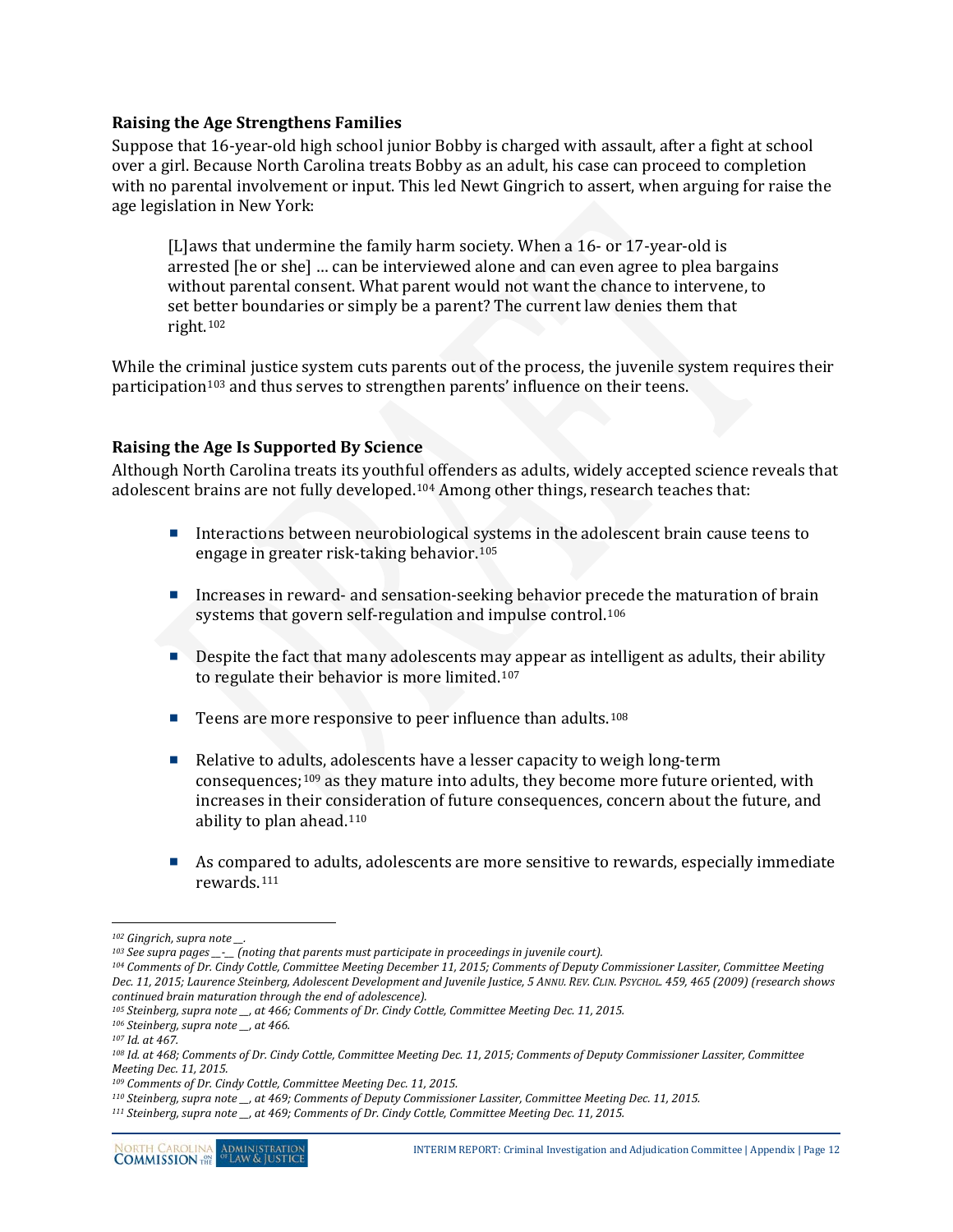### Raising the Age Strengthens Families

Suppose that 16-year-old high school junior Bobby is charged with assault, after a fight at school over a girl. Because North Carolina treats Bobby as an adult, his case can proceed to completion with no parental involvement or input. This led Newt Gingrich to assert, when arguing for raise the age legislation in New York:

> [L]aws that undermine the family harm society. When a 16- or 17-year-old is arrested [he or she] … can be interviewed alone and can even agree to plea bargains without parental consent. What parent would not want the chance to intervene, to set better boundaries or simply be a parent? The current law denies them that right.[102]

While the criminal justice system cuts parents out of the process, the juvenile system requires their participation[103] and thus serves to strengthen parents' influence on their teens.

### Raising the Age Is Supported By Science

Although North Carolina treats its youthful offenders as adults, widely accepted science reveals that adolescent brains are not fully developed.[104] Among other things, research teaches that:

- Interactions between neurobiological systems in the adolescent brain cause teens to engage in greater risk-taking behavior.[105]
- Increases in reward- and sensation-seeking behavior precede the maturation of brain systems that govern self-regulation and impulse control.[106]
- Despite the fact that many adolescents may appear as intelligent as adults, their ability to regulate their behavior is more limited.[107]
- Teens are more responsive to peer influence than adults.[108]
- Relative to adults, adolescents have a lesser capacity to weigh long-term consequences;[109] as they mature into adults, they become more future oriented, with increases in their consideration of future consequences, concern about the future, and ability to plan ahead.[110]
- As compared to adults, adolescents are more sensitive to rewards, especially immediate rewards.[111]

---

*[102] Gingrich, supra note \_\_.*
*[103] See supra pages \_\_-\_\_ (noting that parents must participate in proceedings in juvenile court).*
*[104] Comments of Dr. Cindy Cottle, Committee Meeting December 11, 2015; Comments of Deputy Commissioner Lassiter, Committee Meeting Dec. 11, 2015; Laurence Steinberg, Adolescent Development and Juvenile Justice, 5 ANNU. REV. CLIN. PSYCHOL. 459, 465 (2009) (research shows continued brain maturation through the end of adolescence).*
*[105] Steinberg, supra note \_\_, at 466; Comments of Dr. Cindy Cottle, Committee Meeting Dec. 11, 2015.*
*[106] Steinberg, supra note \_\_, at 466.*
*[107] Id. at 467.*
*[108] Id. at 468; Comments of Dr. Cindy Cottle, Committee Meeting Dec. 11, 2015; Comments of Deputy Commissioner Lassiter, Committee Meeting Dec. 11, 2015.*
*[109] Comments of Dr. Cindy Cottle, Committee Meeting Dec. 11, 2015.*
*[110] Steinberg, supra note \_\_, at 469; Comments of Deputy Commissioner Lassiter, Committee Meeting Dec. 11, 2015.*
*[111] Steinberg, supra note \_\_, at 469; Comments of Dr. Cindy Cottle, Committee Meeting Dec. 11, 2015.*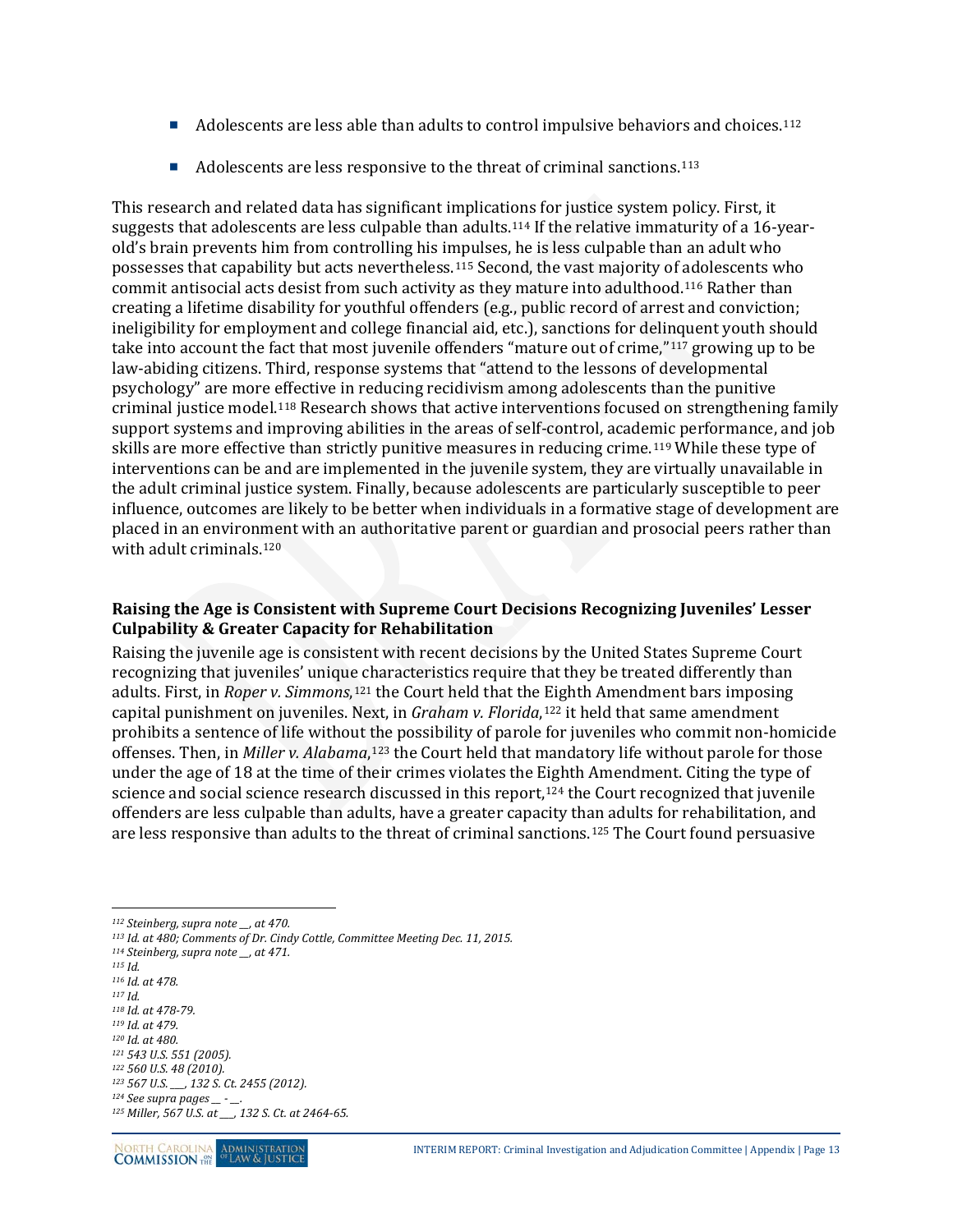- Adolescents are less able than adults to control impulsive behaviors and choices.[112]
- Adolescents are less responsive to the threat of criminal sanctions.[113]

This research and related data has significant implications for justice system policy. First, it suggests that adolescents are less culpable than adults.[114] If the relative immaturity of a 16-year-old's brain prevents him from controlling his impulses, he is less culpable than an adult who possesses that capability but acts nevertheless.[115] Second, the vast majority of adolescents who commit antisocial acts desist from such activity as they mature into adulthood.[116] Rather than creating a lifetime disability for youthful offenders (e.g., public record of arrest and conviction; ineligibility for employment and college financial aid, etc.), sanctions for delinquent youth should take into account the fact that most juvenile offenders "mature out of crime,"[117] growing up to be law-abiding citizens. Third, response systems that "attend to the lessons of developmental psychology" are more effective in reducing recidivism among adolescents than the punitive criminal justice model.[118] Research shows that active interventions focused on strengthening family support systems and improving abilities in the areas of self-control, academic performance, and job skills are more effective than strictly punitive measures in reducing crime.[119] While these type of interventions can be and are implemented in the juvenile system, they are virtually unavailable in the adult criminal justice system. Finally, because adolescents are particularly susceptible to peer influence, outcomes are likely to be better when individuals in a formative stage of development are placed in an environment with an authoritative parent or guardian and prosocial peers rather than with adult criminals.[120]

**Raising the Age is Consistent with Supreme Court Decisions Recognizing Juveniles' Lesser Culpability & Greater Capacity for Rehabilitation**

Raising the juvenile age is consistent with recent decisions by the United States Supreme Court recognizing that juveniles' unique characteristics require that they be treated differently than adults. First, in *Roper v. Simmons*,[121] the Court held that the Eighth Amendment bars imposing capital punishment on juveniles. Next, in *Graham v. Florida*,[122] it held that same amendment prohibits a sentence of life without the possibility of parole for juveniles who commit non-homicide offenses. Then, in *Miller v. Alabama*,[123] the Court held that mandatory life without parole for those under the age of 18 at the time of their crimes violates the Eighth Amendment. Citing the type of science and social science research discussed in this report,[124] the Court recognized that juvenile offenders are less culpable than adults, have a greater capacity than adults for rehabilitation, and are less responsive than adults to the threat of criminal sanctions.[125] The Court found persuasive

---

*[112] Steinberg, supra note __, at 470.*
*[113] Id. at 480; Comments of Dr. Cindy Cottle, Committee Meeting Dec. 11, 2015.*
*[114] Steinberg, supra note __, at 471.*
*[115] Id.*
*[116] Id. at 478.*
*[117] Id.*
*[118] Id. at 478-79.*
*[119] Id. at 479.*
*[120] Id. at 480.*
*[121] 543 U.S. 551 (2005).*
*[122] 560 U.S. 48 (2010).*
*[123] 567 U.S. ___, 132 S. Ct. 2455 (2012).*
*[124] See supra pages __ - __.*
*[125] Miller, 567 U.S. at ___, 132 S. Ct. at 2464-65.*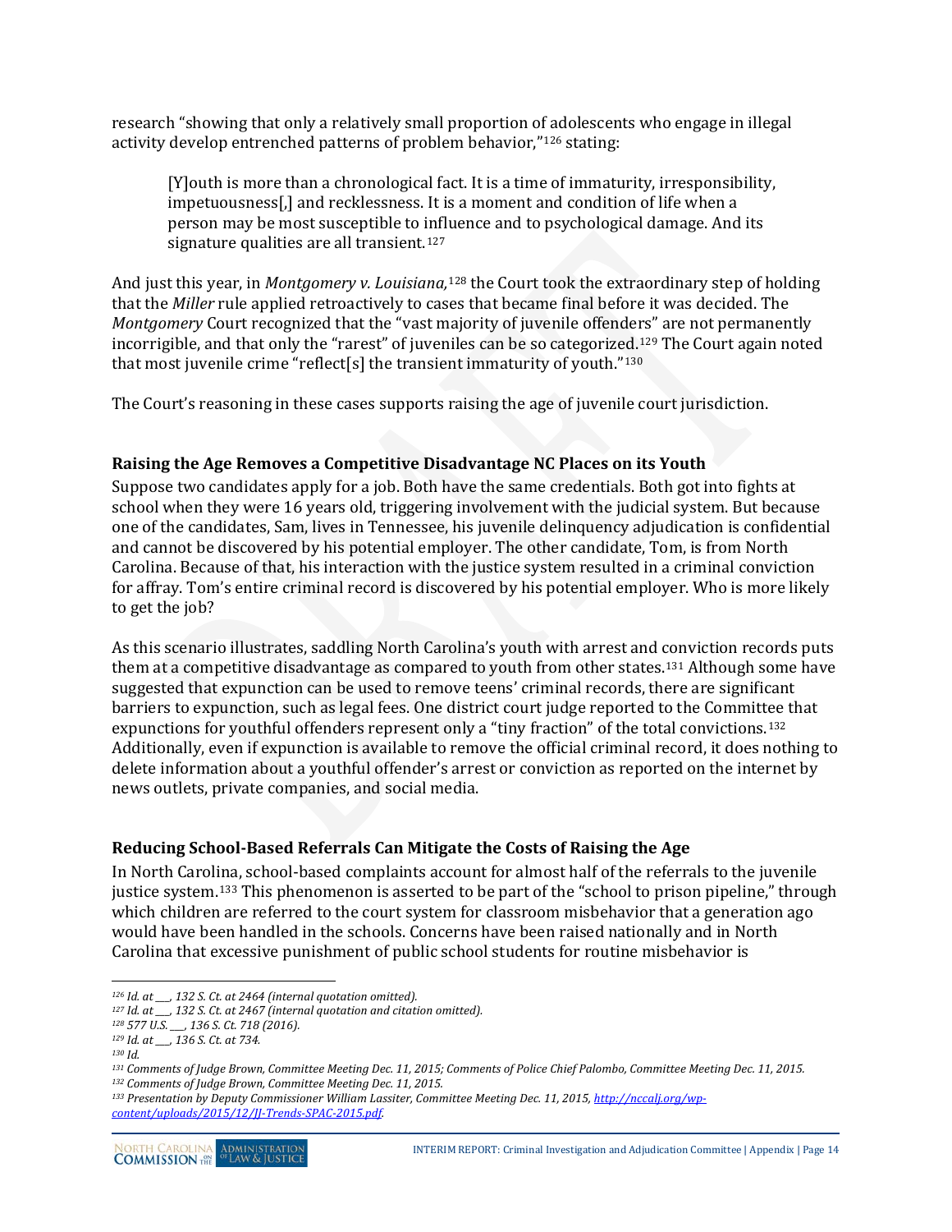research “showing that only a relatively small proportion of adolescents who engage in illegal activity develop entrenched patterns of problem behavior,”[126] stating:

> [Y]outh is more than a chronological fact. It is a time of immaturity, irresponsibility, impetuousness[,] and recklessness. It is a moment and condition of life when a person may be most susceptible to influence and to psychological damage. And its signature qualities are all transient.[127]

And just this year, in *Montgomery v. Louisiana,*[128] the Court took the extraordinary step of holding that the *Miller* rule applied retroactively to cases that became final before it was decided. The *Montgomery* Court recognized that the “vast majority of juvenile offenders” are not permanently incorrigible, and that only the “rarest” of juveniles can be so categorized.[129] The Court again noted that most juvenile crime “reflect[s] the transient immaturity of youth.”[130]

The Court’s reasoning in these cases supports raising the age of juvenile court jurisdiction.

### Raising the Age Removes a Competitive Disadvantage NC Places on its Youth

Suppose two candidates apply for a job. Both have the same credentials. Both got into fights at school when they were 16 years old, triggering involvement with the judicial system. But because one of the candidates, Sam, lives in Tennessee, his juvenile delinquency adjudication is confidential and cannot be discovered by his potential employer. The other candidate, Tom, is from North Carolina. Because of that, his interaction with the justice system resulted in a criminal conviction for affray. Tom’s entire criminal record is discovered by his potential employer. Who is more likely to get the job?

As this scenario illustrates, saddling North Carolina’s youth with arrest and conviction records puts them at a competitive disadvantage as compared to youth from other states.[131] Although some have suggested that expunction can be used to remove teens’ criminal records, there are significant barriers to expunction, such as legal fees. One district court judge reported to the Committee that expunctions for youthful offenders represent only a “tiny fraction” of the total convictions.[132] Additionally, even if expunction is available to remove the official criminal record, it does nothing to delete information about a youthful offender’s arrest or conviction as reported on the internet by news outlets, private companies, and social media.

### Reducing School-Based Referrals Can Mitigate the Costs of Raising the Age

In North Carolina, school-based complaints account for almost half of the referrals to the juvenile justice system.[133] This phenomenon is asserted to be part of the “school to prison pipeline,” through which children are referred to the court system for classroom misbehavior that a generation ago would have been handled in the schools. Concerns have been raised nationally and in North Carolina that excessive punishment of public school students for routine misbehavior is

---

[126] *Id.* at ___, 132 S. Ct. at 2464 (internal quotation omitted).

[127] *Id.* at ___, 132 S. Ct. at 2467 (internal quotation and citation omitted).

[128] 577 U.S. ___, 136 S. Ct. 718 (2016).

[129] *Id.* at ___, 136 S. Ct. at 734.

[130] *Id.*

[131] Comments of Judge Brown, Committee Meeting Dec. 11, 2015; Comments of Police Chief Palombo, Committee Meeting Dec. 11, 2015.

[132] Comments of Judge Brown, Committee Meeting Dec. 11, 2015.

[133] Presentation by Deputy Commissioner William Lassiter, Committee Meeting Dec. 11, 2015, http://nccalj.org/wp-content/uploads/2015/12/JJ-Trends-SPAC-2015.pdf.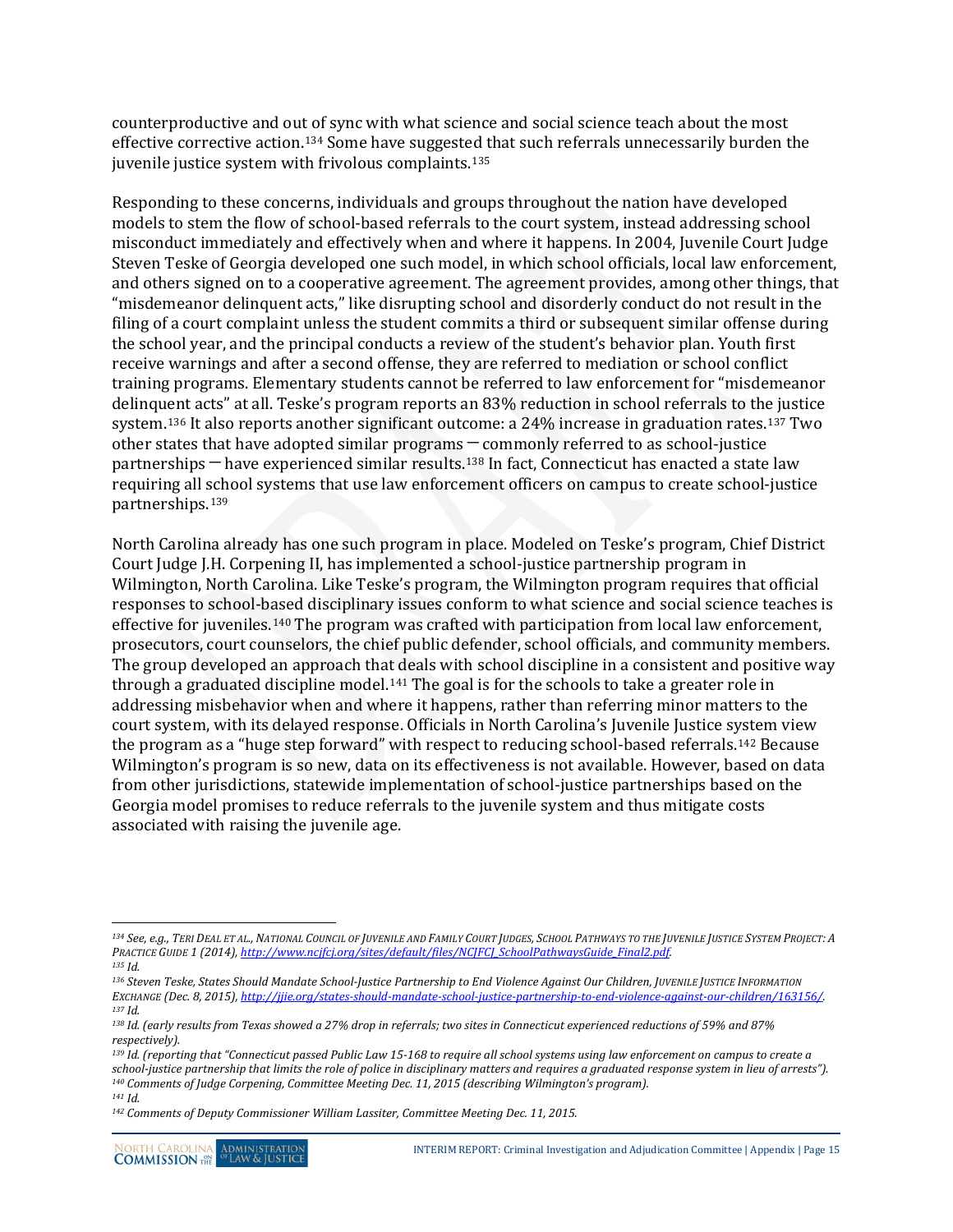counterproductive and out of sync with what science and social science teach about the most effective corrective action.[134] Some have suggested that such referrals unnecessarily burden the juvenile justice system with frivolous complaints.[135]

Responding to these concerns, individuals and groups throughout the nation have developed models to stem the flow of school-based referrals to the court system, instead addressing school misconduct immediately and effectively when and where it happens. In 2004, Juvenile Court Judge Steven Teske of Georgia developed one such model, in which school officials, local law enforcement, and others signed on to a cooperative agreement. The agreement provides, among other things, that "misdemeanor delinquent acts," like disrupting school and disorderly conduct do not result in the filing of a court complaint unless the student commits a third or subsequent similar offense during the school year, and the principal conducts a review of the student's behavior plan. Youth first receive warnings and after a second offense, they are referred to mediation or school conflict training programs. Elementary students cannot be referred to law enforcement for "misdemeanor delinquent acts" at all. Teske's program reports an 83% reduction in school referrals to the justice system.[136] It also reports another significant outcome: a 24% increase in graduation rates.[137] Two other states that have adopted similar programs ─ commonly referred to as school-justice partnerships ─ have experienced similar results.[138] In fact, Connecticut has enacted a state law requiring all school systems that use law enforcement officers on campus to create school-justice partnerships.[139]

North Carolina already has one such program in place. Modeled on Teske's program, Chief District Court Judge J.H. Corpening II, has implemented a school-justice partnership program in Wilmington, North Carolina. Like Teske's program, the Wilmington program requires that official responses to school-based disciplinary issues conform to what science and social science teaches is effective for juveniles.[140] The program was crafted with participation from local law enforcement, prosecutors, court counselors, the chief public defender, school officials, and community members. The group developed an approach that deals with school discipline in a consistent and positive way through a graduated discipline model.[141] The goal is for the schools to take a greater role in addressing misbehavior when and where it happens, rather than referring minor matters to the court system, with its delayed response. Officials in North Carolina's Juvenile Justice system view the program as a "huge step forward" with respect to reducing school-based referrals.[142] Because Wilmington's program is so new, data on its effectiveness is not available. However, based on data from other jurisdictions, statewide implementation of school-justice partnerships based on the Georgia model promises to reduce referrals to the juvenile system and thus mitigate costs associated with raising the juvenile age.

---

[134] *See, e.g.*, TERI DEAL ET AL., NATIONAL COUNCIL OF JUVENILE AND FAMILY COURT JUDGES, SCHOOL PATHWAYS TO THE JUVENILE JUSTICE SYSTEM PROJECT: A PRACTICE GUIDE 1 (2014), http://www.ncjfcj.org/sites/default/files/NCJFCJ_SchoolPathwaysGuide_Final2.pdf.

[135] *Id.*

[136] Steven Teske, *States Should Mandate School-Justice Partnership to End Violence Against Our Children*, JUVENILE JUSTICE INFORMATION EXCHANGE (Dec. 8, 2015), http://jjie.org/states-should-mandate-school-justice-partnership-to-end-violence-against-our-children/163156/.

[137] *Id.*

[138] *Id.* (early results from Texas showed a 27% drop in referrals; two sites in Connecticut experienced reductions of 59% and 87% respectively).

[139] *Id.* (reporting that "Connecticut passed Public Law 15-168 to require all school systems using law enforcement on campus to create a school-justice partnership that limits the role of police in disciplinary matters and requires a graduated response system in lieu of arrests").

[140] Comments of Judge Corpening, Committee Meeting Dec. 11, 2015 (describing Wilmington's program).

[141] *Id.*

[142] Comments of Deputy Commissioner William Lassiter, Committee Meeting Dec. 11, 2015.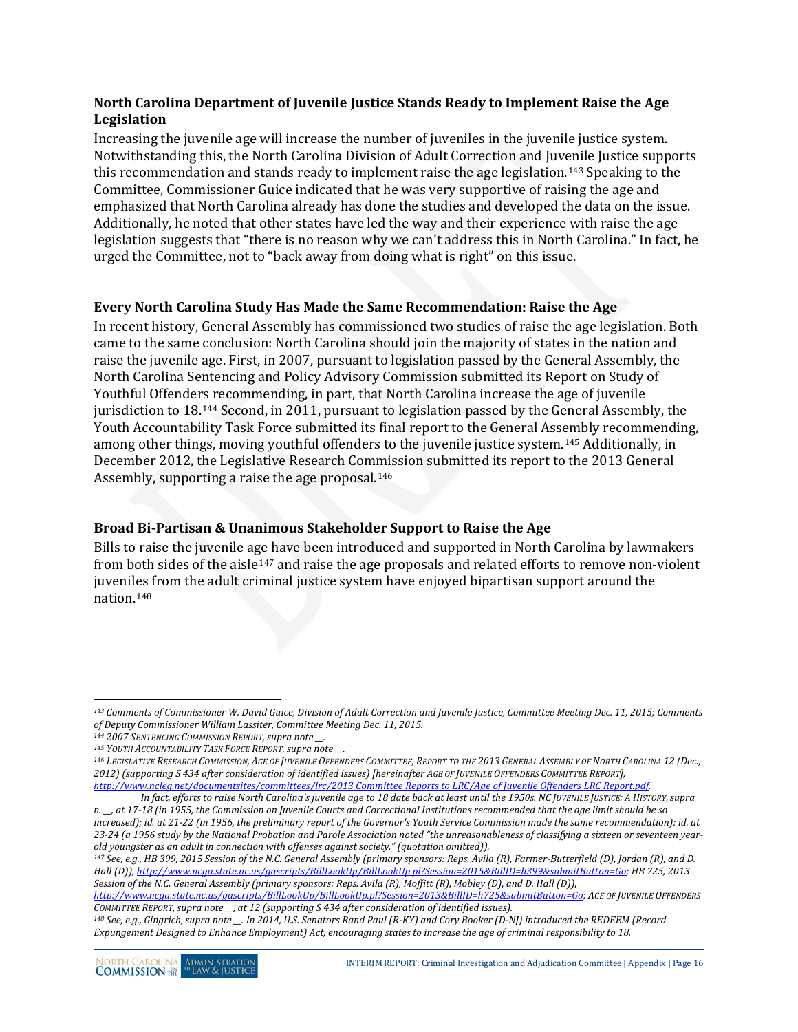### North Carolina Department of Juvenile Justice Stands Ready to Implement Raise the Age Legislation

Increasing the juvenile age will increase the number of juveniles in the juvenile justice system. Notwithstanding this, the North Carolina Division of Adult Correction and Juvenile Justice supports this recommendation and stands ready to implement raise the age legislation.[143] Speaking to the Committee, Commissioner Guice indicated that he was very supportive of raising the age and emphasized that North Carolina already has done the studies and developed the data on the issue. Additionally, he noted that other states have led the way and their experience with raise the age legislation suggests that "there is no reason why we can't address this in North Carolina." In fact, he urged the Committee, not to "back away from doing what is right" on this issue.

### Every North Carolina Study Has Made the Same Recommendation: Raise the Age

In recent history, General Assembly has commissioned two studies of raise the age legislation. Both came to the same conclusion: North Carolina should join the majority of states in the nation and raise the juvenile age. First, in 2007, pursuant to legislation passed by the General Assembly, the North Carolina Sentencing and Policy Advisory Commission submitted its Report on Study of Youthful Offenders recommending, in part, that North Carolina increase the age of juvenile jurisdiction to 18.[144] Second, in 2011, pursuant to legislation passed by the General Assembly, the Youth Accountability Task Force submitted its final report to the General Assembly recommending, among other things, moving youthful offenders to the juvenile justice system.[145] Additionally, in December 2012, the Legislative Research Commission submitted its report to the 2013 General Assembly, supporting a raise the age proposal.[146]

### Broad Bi-Partisan & Unanimous Stakeholder Support to Raise the Age

Bills to raise the juvenile age have been introduced and supported in North Carolina by lawmakers from both sides of the aisle[147] and raise the age proposals and related efforts to remove non-violent juveniles from the adult criminal justice system have enjoyed bipartisan support around the nation.[148]

---

[143] *Comments of Commissioner W. David Guice, Division of Adult Correction and Juvenile Justice, Committee Meeting Dec. 11, 2015; Comments of Deputy Commissioner William Lassiter, Committee Meeting Dec. 11, 2015.*

[144] *2007 SENTENCING COMMISSION REPORT, supra note \_\_.*

[145] *YOUTH ACCOUNTABILITY TASK FORCE REPORT, supra note \_\_.*

[146] *LEGISLATIVE RESEARCH COMMISSION, AGE OF JUVENILE OFFENDERS COMMITTEE, REPORT TO THE 2013 GENERAL ASSEMBLY OF NORTH CAROLINA 12 (Dec., 2012) (supporting S 434 after consideration of identified issues) [hereinafter AGE OF JUVENILE OFFENDERS COMMITTEE REPORT],* *http://www.ncleg.net/documentsites/committees/lrc/2013 Committee Reports to LRC/Age of Juvenile Offenders LRC Report.pdf.*

*In fact, efforts to raise North Carolina's juvenile age to 18 date back at least until the 1950s. NC JUVENILE JUSTICE: A HISTORY, supra n. \_\_, at 17-18 (in 1955, the Commission on Juvenile Courts and Correctional Institutions recommended that the age limit should be so increased); id. at 21-22 (in 1956, the preliminary report of the Governor's Youth Service Commission made the same recommendation); id. at 23-24 (a 1956 study by the National Probation and Parole Association noted "the unreasonableness of classifying a sixteen or seventeen year-old youngster as an adult in connection with offenses against society." (quotation omitted)).*

[147] *See, e.g., HB 399, 2015 Session of the N.C. General Assembly (primary sponsors: Reps. Avila (R), Farmer-Butterfield (D), Jordan (R), and D. Hall (D)), http://www.ncga.state.nc.us/gascripts/BillLookUp/BillLookUp.pl?Session=2015&BillID=h399&submitButton=Go; HB 725, 2013 Session of the N.C. General Assembly (primary sponsors: Reps. Avila (R), Moffitt (R), Mobley (D), and D. Hall (D)), http://www.ncga.state.nc.us/gascripts/BillLookUp/BillLookUp.pl?Session=2013&BillID=h725&submitButton=Go; AGE OF JUVENILE OFFENDERS COMMITTEE REPORT, supra note \_\_, at 12 (supporting S 434 after consideration of identified issues).*

[148] *See, e.g., Gingrich, supra note \_\_. In 2014, U.S. Senators Rand Paul (R-KY) and Cory Booker (D-NJ) introduced the REDEEM (Record Expungement Designed to Enhance Employment) Act, encouraging states to increase the age of criminal responsibility to 18.*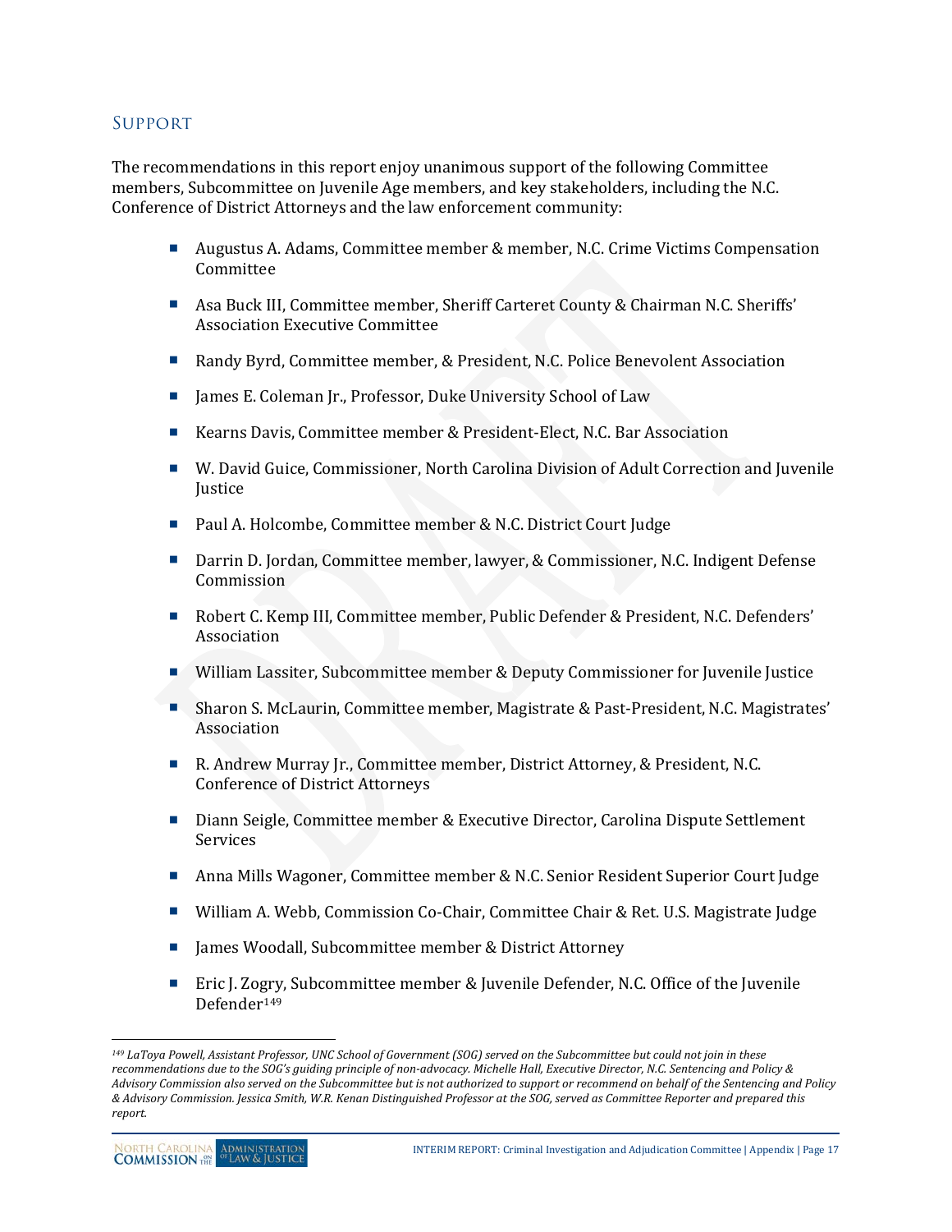## Support

The recommendations in this report enjoy unanimous support of the following Committee members, Subcommittee on Juvenile Age members, and key stakeholders, including the N.C. Conference of District Attorneys and the law enforcement community:

- Augustus A. Adams, Committee member & member, N.C. Crime Victims Compensation Committee
- Asa Buck III, Committee member, Sheriff Carteret County & Chairman N.C. Sheriffs' Association Executive Committee
- Randy Byrd, Committee member, & President, N.C. Police Benevolent Association
- James E. Coleman Jr., Professor, Duke University School of Law
- Kearns Davis, Committee member & President-Elect, N.C. Bar Association
- W. David Guice, Commissioner, North Carolina Division of Adult Correction and Juvenile Justice
- Paul A. Holcombe, Committee member & N.C. District Court Judge
- Darrin D. Jordan, Committee member, lawyer, & Commissioner, N.C. Indigent Defense Commission
- Robert C. Kemp III, Committee member, Public Defender & President, N.C. Defenders' Association
- William Lassiter, Subcommittee member & Deputy Commissioner for Juvenile Justice
- Sharon S. McLaurin, Committee member, Magistrate & Past-President, N.C. Magistrates' Association
- R. Andrew Murray Jr., Committee member, District Attorney, & President, N.C. Conference of District Attorneys
- Diann Seigle, Committee member & Executive Director, Carolina Dispute Settlement Services
- Anna Mills Wagoner, Committee member & N.C. Senior Resident Superior Court Judge
- William A. Webb, Commission Co-Chair, Committee Chair & Ret. U.S. Magistrate Judge
- James Woodall, Subcommittee member & District Attorney
- Eric J. Zogry, Subcommittee member & Juvenile Defender, N.C. Office of the Juvenile Defender[149]

*[149] LaToya Powell, Assistant Professor, UNC School of Government (SOG) served on the Subcommittee but could not join in these recommendations due to the SOG's guiding principle of non-advocacy. Michelle Hall, Executive Director, N.C. Sentencing and Policy & Advisory Commission also served on the Subcommittee but is not authorized to support or recommend on behalf of the Sentencing and Policy & Advisory Commission. Jessica Smith, W.R. Kenan Distinguished Professor at the SOG, served as Committee Reporter and prepared this report.*